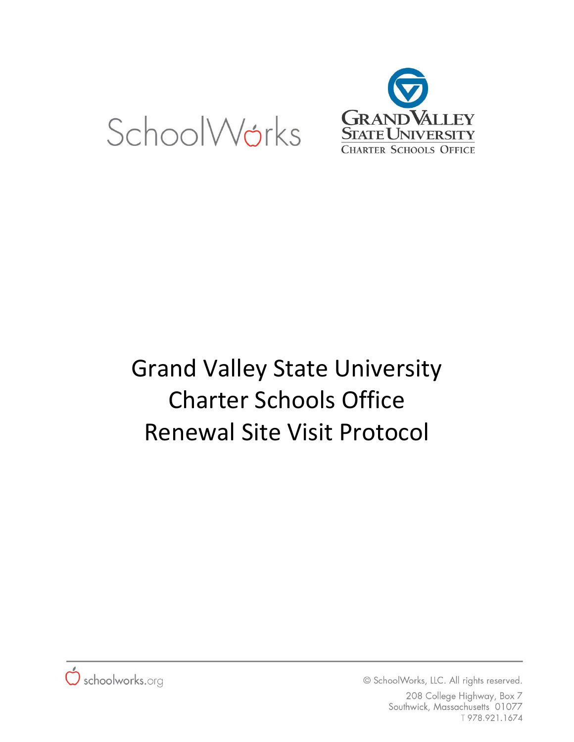SchoolWorks

Grand Valley State University Charter Schools Office

# Grand Valley State University
# Charter Schools Office
# Renewal Site Visit Protocol

schoolworks.org

© SchoolWorks, LLC. All rights reserved.
208 College Highway, Box 7
Southwick, Massachusetts 01077
T 978.921.1674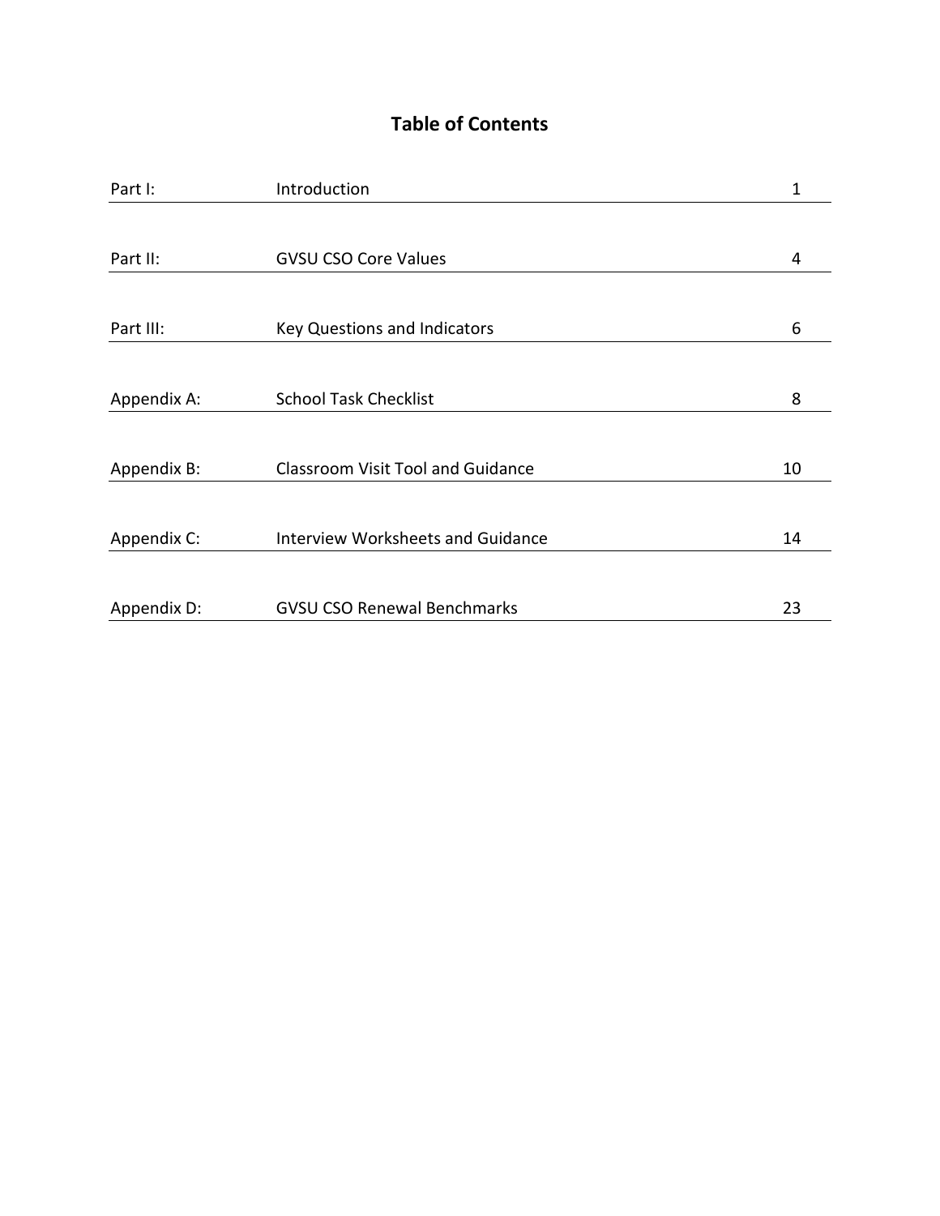# Table of Contents

| | | |
|---|---|---|
| Part I: | Introduction | 1 |
| Part II: | GVSU CSO Core Values | 4 |
| Part III: | Key Questions and Indicators | 6 |
| Appendix A: | School Task Checklist | 8 |
| Appendix B: | Classroom Visit Tool and Guidance | 10 |
| Appendix C: | Interview Worksheets and Guidance | 14 |
| Appendix D: | GVSU CSO Renewal Benchmarks | 23 |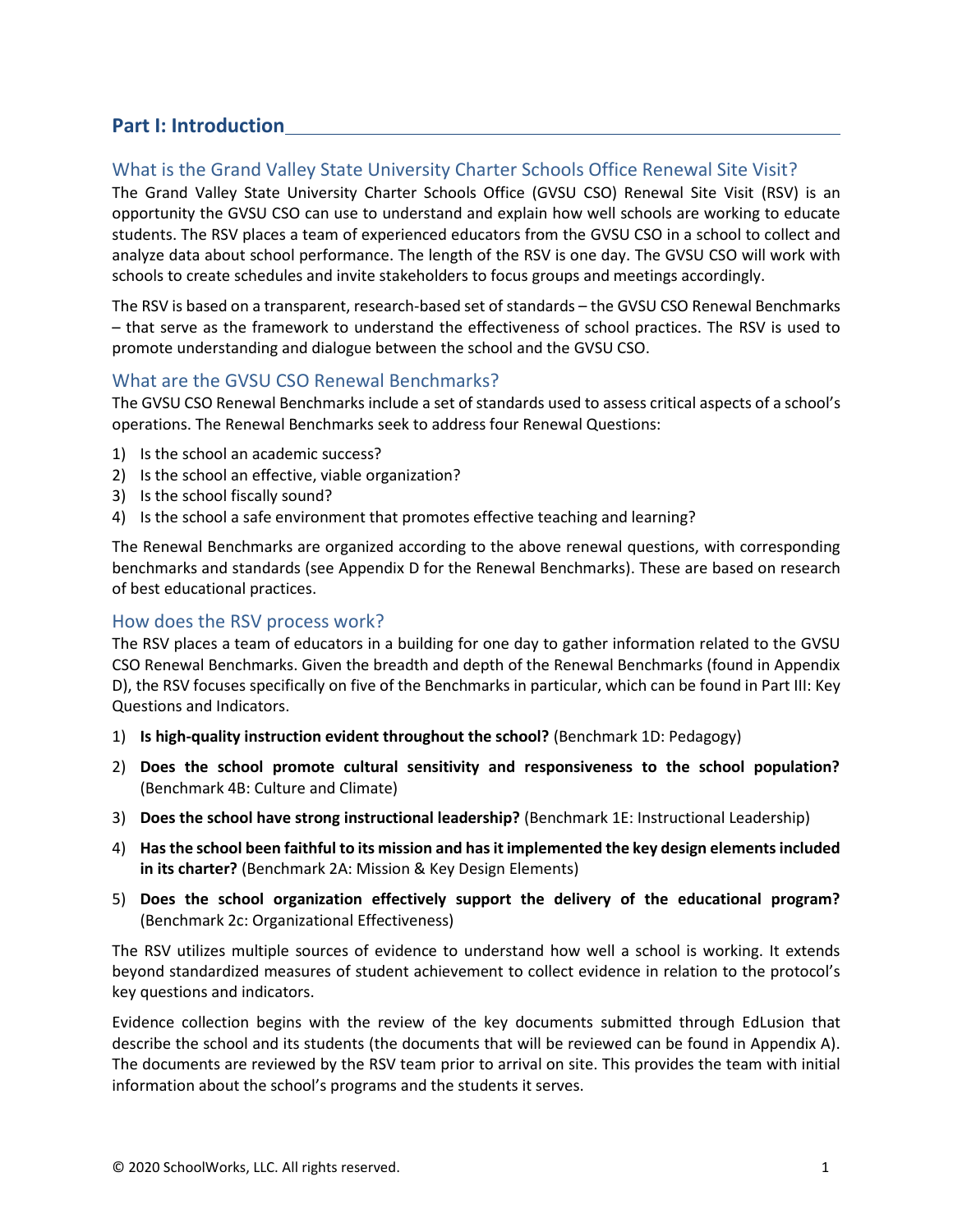# Part I: Introduction

## What is the Grand Valley State University Charter Schools Office Renewal Site Visit?

The Grand Valley State University Charter Schools Office (GVSU CSO) Renewal Site Visit (RSV) is an opportunity the GVSU CSO can use to understand and explain how well schools are working to educate students. The RSV places a team of experienced educators from the GVSU CSO in a school to collect and analyze data about school performance. The length of the RSV is one day. The GVSU CSO will work with schools to create schedules and invite stakeholders to focus groups and meetings accordingly.

The RSV is based on a transparent, research-based set of standards – the GVSU CSO Renewal Benchmarks – that serve as the framework to understand the effectiveness of school practices. The RSV is used to promote understanding and dialogue between the school and the GVSU CSO.

## What are the GVSU CSO Renewal Benchmarks?

The GVSU CSO Renewal Benchmarks include a set of standards used to assess critical aspects of a school's operations. The Renewal Benchmarks seek to address four Renewal Questions:

1) Is the school an academic success?
2) Is the school an effective, viable organization?
3) Is the school fiscally sound?
4) Is the school a safe environment that promotes effective teaching and learning?

The Renewal Benchmarks are organized according to the above renewal questions, with corresponding benchmarks and standards (see Appendix D for the Renewal Benchmarks). These are based on research of best educational practices.

## How does the RSV process work?

The RSV places a team of educators in a building for one day to gather information related to the GVSU CSO Renewal Benchmarks. Given the breadth and depth of the Renewal Benchmarks (found in Appendix D), the RSV focuses specifically on five of the Benchmarks in particular, which can be found in Part III: Key Questions and Indicators.

1) **Is high-quality instruction evident throughout the school?** (Benchmark 1D: Pedagogy)
2) **Does the school promote cultural sensitivity and responsiveness to the school population?** (Benchmark 4B: Culture and Climate)
3) **Does the school have strong instructional leadership?** (Benchmark 1E: Instructional Leadership)
4) **Has the school been faithful to its mission and has it implemented the key design elements included in its charter?** (Benchmark 2A: Mission & Key Design Elements)
5) **Does the school organization effectively support the delivery of the educational program?** (Benchmark 2c: Organizational Effectiveness)

The RSV utilizes multiple sources of evidence to understand how well a school is working. It extends beyond standardized measures of student achievement to collect evidence in relation to the protocol's key questions and indicators.

Evidence collection begins with the review of the key documents submitted through EdLusion that describe the school and its students (the documents that will be reviewed can be found in Appendix A). The documents are reviewed by the RSV team prior to arrival on site. This provides the team with initial information about the school's programs and the students it serves.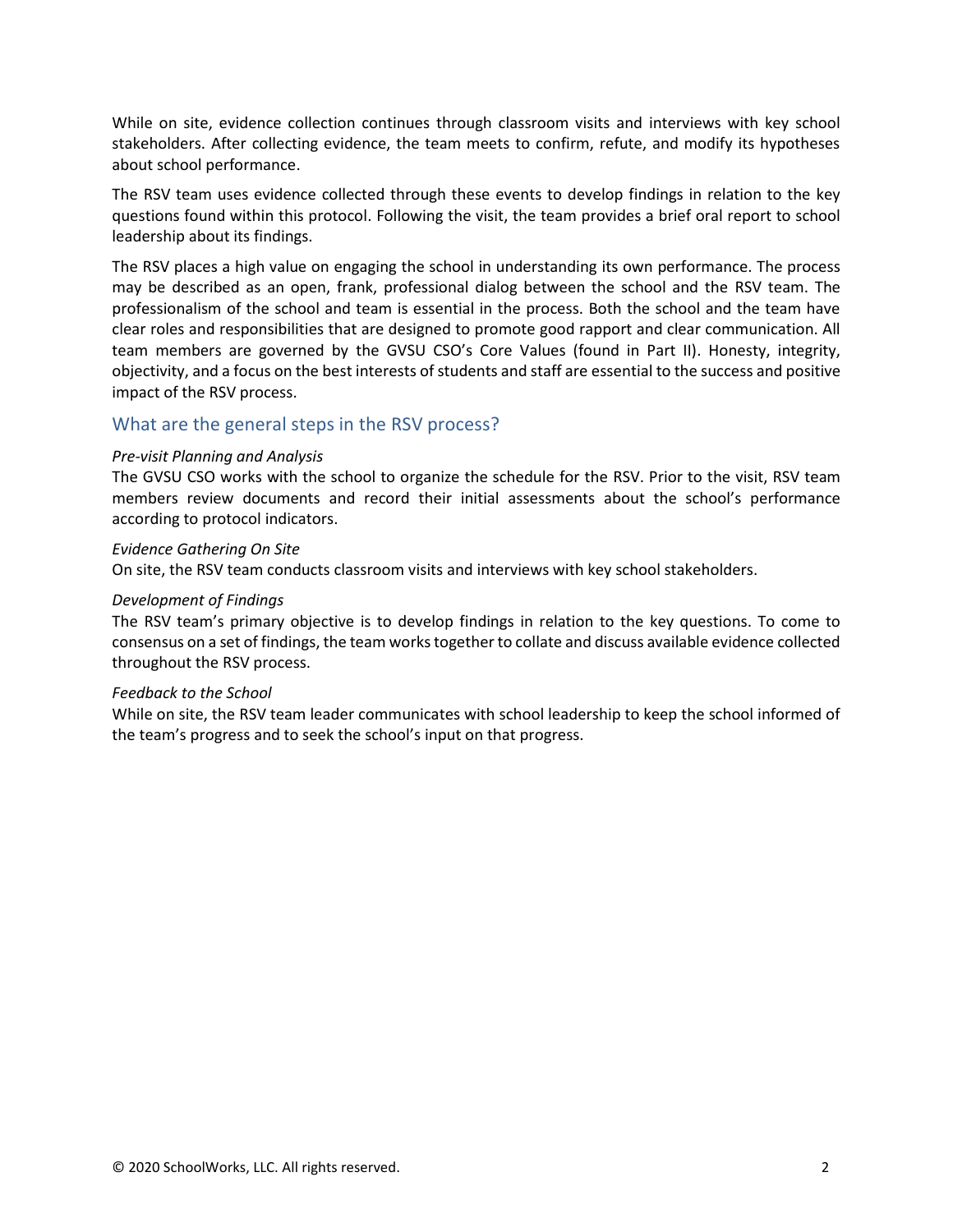While on site, evidence collection continues through classroom visits and interviews with key school stakeholders. After collecting evidence, the team meets to confirm, refute, and modify its hypotheses about school performance.

The RSV team uses evidence collected through these events to develop findings in relation to the key questions found within this protocol. Following the visit, the team provides a brief oral report to school leadership about its findings.

The RSV places a high value on engaging the school in understanding its own performance. The process may be described as an open, frank, professional dialog between the school and the RSV team. The professionalism of the school and team is essential in the process. Both the school and the team have clear roles and responsibilities that are designed to promote good rapport and clear communication. All team members are governed by the GVSU CSO's Core Values (found in Part II). Honesty, integrity, objectivity, and a focus on the best interests of students and staff are essential to the success and positive impact of the RSV process.

## What are the general steps in the RSV process?

*Pre-visit Planning and Analysis*
The GVSU CSO works with the school to organize the schedule for the RSV. Prior to the visit, RSV team members review documents and record their initial assessments about the school's performance according to protocol indicators.

*Evidence Gathering On Site*
On site, the RSV team conducts classroom visits and interviews with key school stakeholders.

*Development of Findings*
The RSV team's primary objective is to develop findings in relation to the key questions. To come to consensus on a set of findings, the team works together to collate and discuss available evidence collected throughout the RSV process.

*Feedback to the School*
While on site, the RSV team leader communicates with school leadership to keep the school informed of the team's progress and to seek the school's input on that progress.

© 2020 SchoolWorks, LLC. All rights reserved.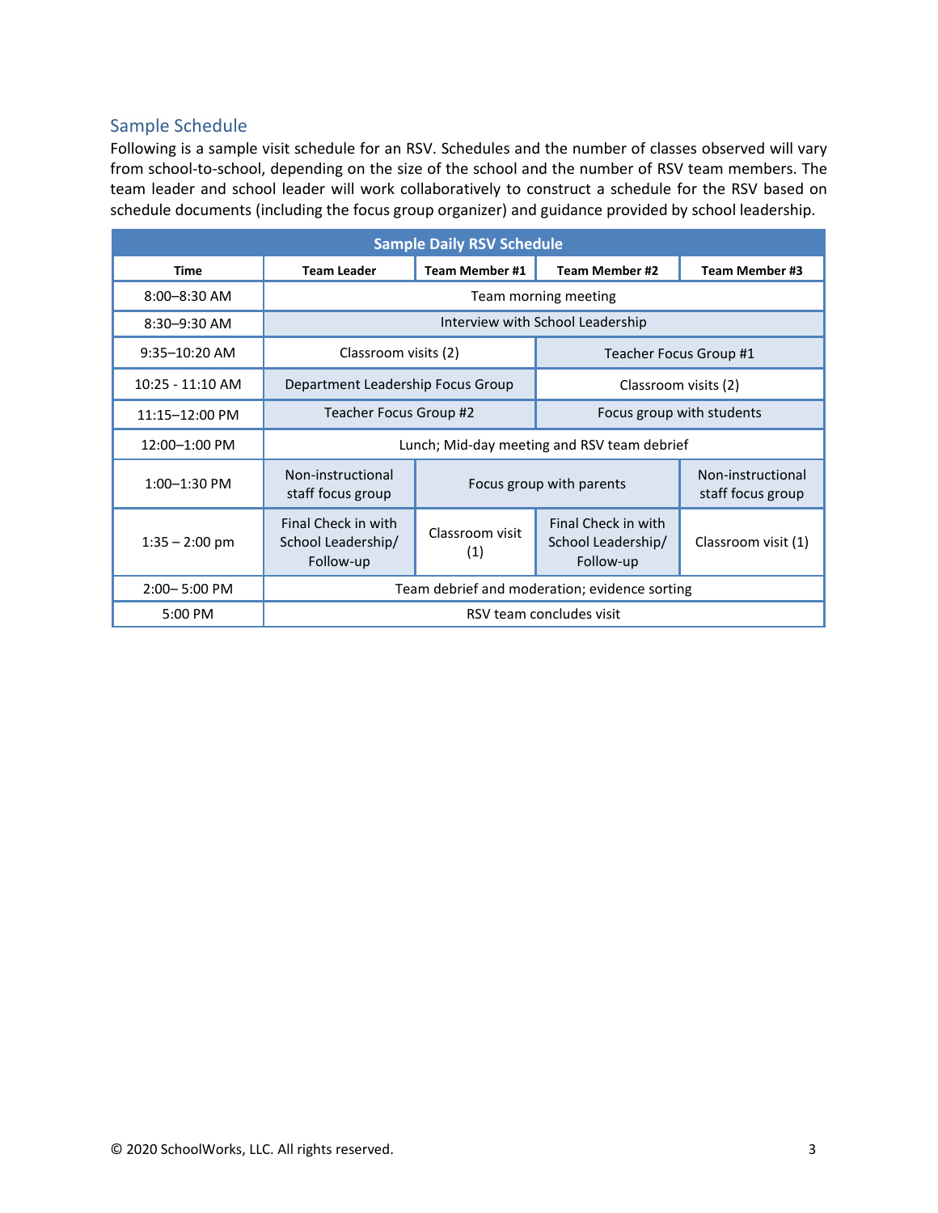## Sample Schedule

Following is a sample visit schedule for an RSV. Schedules and the number of classes observed will vary from school-to-school, depending on the size of the school and the number of RSV team members. The team leader and school leader will work collaboratively to construct a schedule for the RSV based on schedule documents (including the focus group organizer) and guidance provided by school leadership.

| Sample Daily RSV Schedule | | | | |
|---|---|---|---|---|
| **Time** | **Team Leader** | **Team Member #1** | **Team Member #2** | **Team Member #3** |
| 8:00–8:30 AM | Team morning meeting | | | |
| 8:30–9:30 AM | Interview with School Leadership | | | |
| 9:35–10:20 AM | Classroom visits (2) | | Teacher Focus Group #1 | |
| 10:25 - 11:10 AM | Department Leadership Focus Group | | Classroom visits (2) | |
| 11:15–12:00 PM | Teacher Focus Group #2 | | Focus group with students | |
| 12:00–1:00 PM | Lunch; Mid-day meeting and RSV team debrief | | | |
| 1:00–1:30 PM | Non-instructional staff focus group | Focus group with parents | | Non-instructional staff focus group |
| 1:35 – 2:00 pm | Final Check in with School Leadership/ Follow-up | Classroom visit (1) | Final Check in with School Leadership/ Follow-up | Classroom visit (1) |
| 2:00– 5:00 PM | Team debrief and moderation; evidence sorting | | | |
| 5:00 PM | RSV team concludes visit | | | |

© 2020 SchoolWorks, LLC. All rights reserved.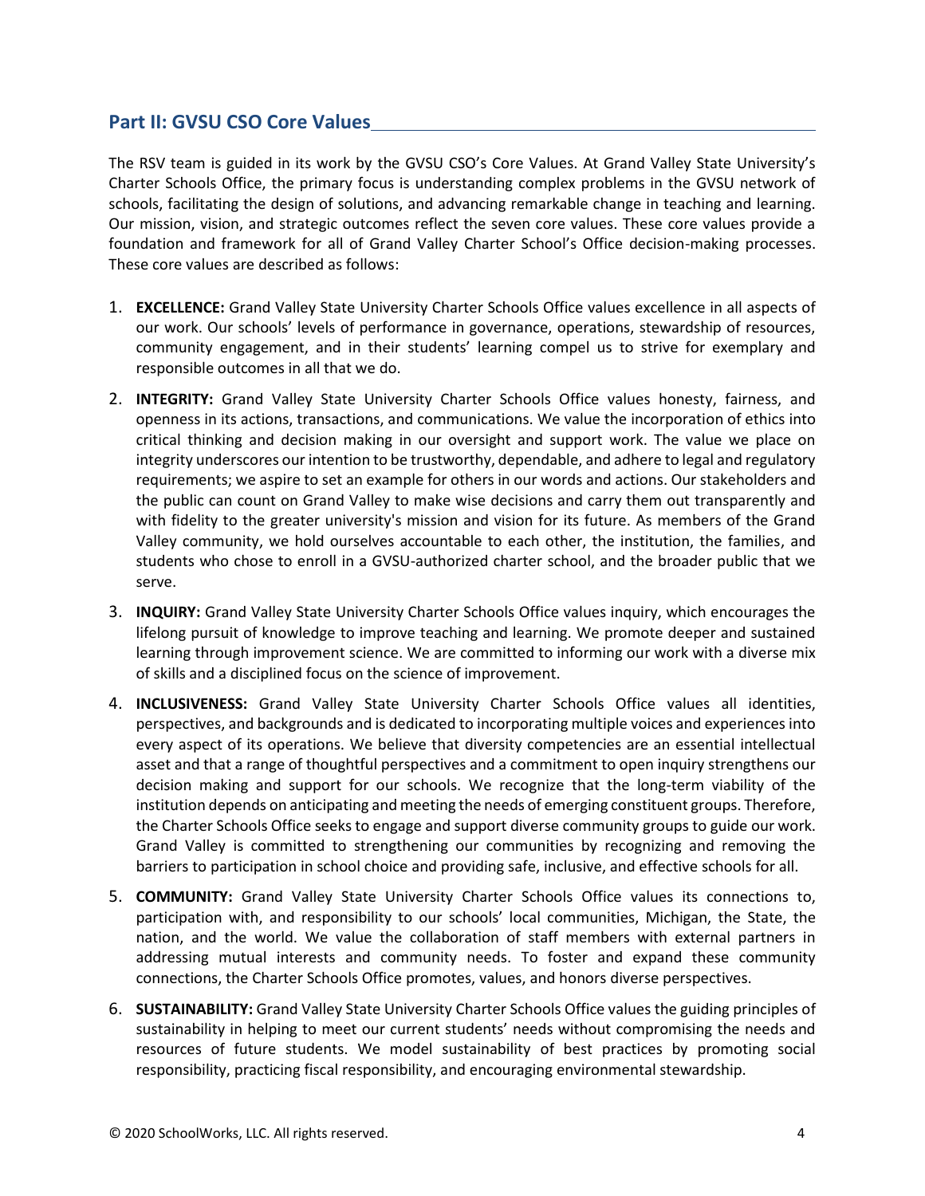## Part II: GVSU CSO Core Values

The RSV team is guided in its work by the GVSU CSO's Core Values. At Grand Valley State University's Charter Schools Office, the primary focus is understanding complex problems in the GVSU network of schools, facilitating the design of solutions, and advancing remarkable change in teaching and learning. Our mission, vision, and strategic outcomes reflect the seven core values. These core values provide a foundation and framework for all of Grand Valley Charter School's Office decision-making processes. These core values are described as follows:

1. **EXCELLENCE:** Grand Valley State University Charter Schools Office values excellence in all aspects of our work. Our schools' levels of performance in governance, operations, stewardship of resources, community engagement, and in their students' learning compel us to strive for exemplary and responsible outcomes in all that we do.
2. **INTEGRITY:** Grand Valley State University Charter Schools Office values honesty, fairness, and openness in its actions, transactions, and communications. We value the incorporation of ethics into critical thinking and decision making in our oversight and support work. The value we place on integrity underscores our intention to be trustworthy, dependable, and adhere to legal and regulatory requirements; we aspire to set an example for others in our words and actions. Our stakeholders and the public can count on Grand Valley to make wise decisions and carry them out transparently and with fidelity to the greater university's mission and vision for its future. As members of the Grand Valley community, we hold ourselves accountable to each other, the institution, the families, and students who chose to enroll in a GVSU-authorized charter school, and the broader public that we serve.
3. **INQUIRY:** Grand Valley State University Charter Schools Office values inquiry, which encourages the lifelong pursuit of knowledge to improve teaching and learning. We promote deeper and sustained learning through improvement science. We are committed to informing our work with a diverse mix of skills and a disciplined focus on the science of improvement.
4. **INCLUSIVENESS:** Grand Valley State University Charter Schools Office values all identities, perspectives, and backgrounds and is dedicated to incorporating multiple voices and experiences into every aspect of its operations. We believe that diversity competencies are an essential intellectual asset and that a range of thoughtful perspectives and a commitment to open inquiry strengthens our decision making and support for our schools. We recognize that the long-term viability of the institution depends on anticipating and meeting the needs of emerging constituent groups. Therefore, the Charter Schools Office seeks to engage and support diverse community groups to guide our work. Grand Valley is committed to strengthening our communities by recognizing and removing the barriers to participation in school choice and providing safe, inclusive, and effective schools for all.
5. **COMMUNITY:** Grand Valley State University Charter Schools Office values its connections to, participation with, and responsibility to our schools' local communities, Michigan, the State, the nation, and the world. We value the collaboration of staff members with external partners in addressing mutual interests and community needs. To foster and expand these community connections, the Charter Schools Office promotes, values, and honors diverse perspectives.
6. **SUSTAINABILITY:** Grand Valley State University Charter Schools Office values the guiding principles of sustainability in helping to meet our current students' needs without compromising the needs and resources of future students. We model sustainability of best practices by promoting social responsibility, practicing fiscal responsibility, and encouraging environmental stewardship.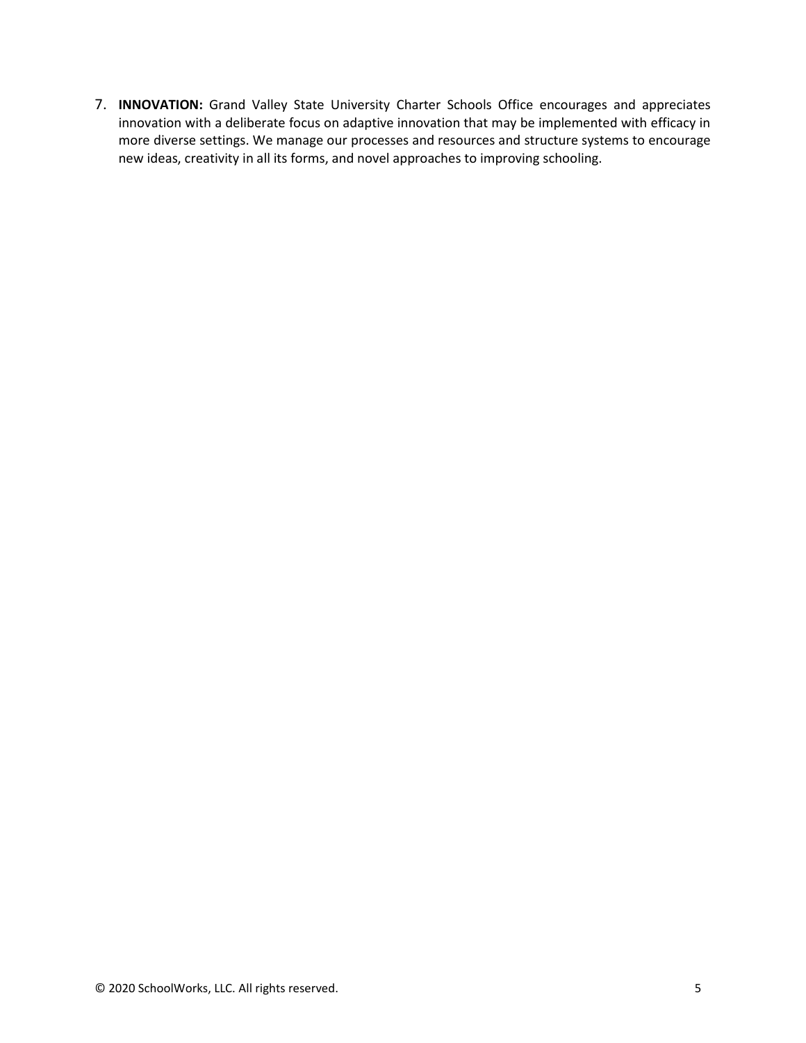7. **INNOVATION:** Grand Valley State University Charter Schools Office encourages and appreciates innovation with a deliberate focus on adaptive innovation that may be implemented with efficacy in more diverse settings. We manage our processes and resources and structure systems to encourage new ideas, creativity in all its forms, and novel approaches to improving schooling.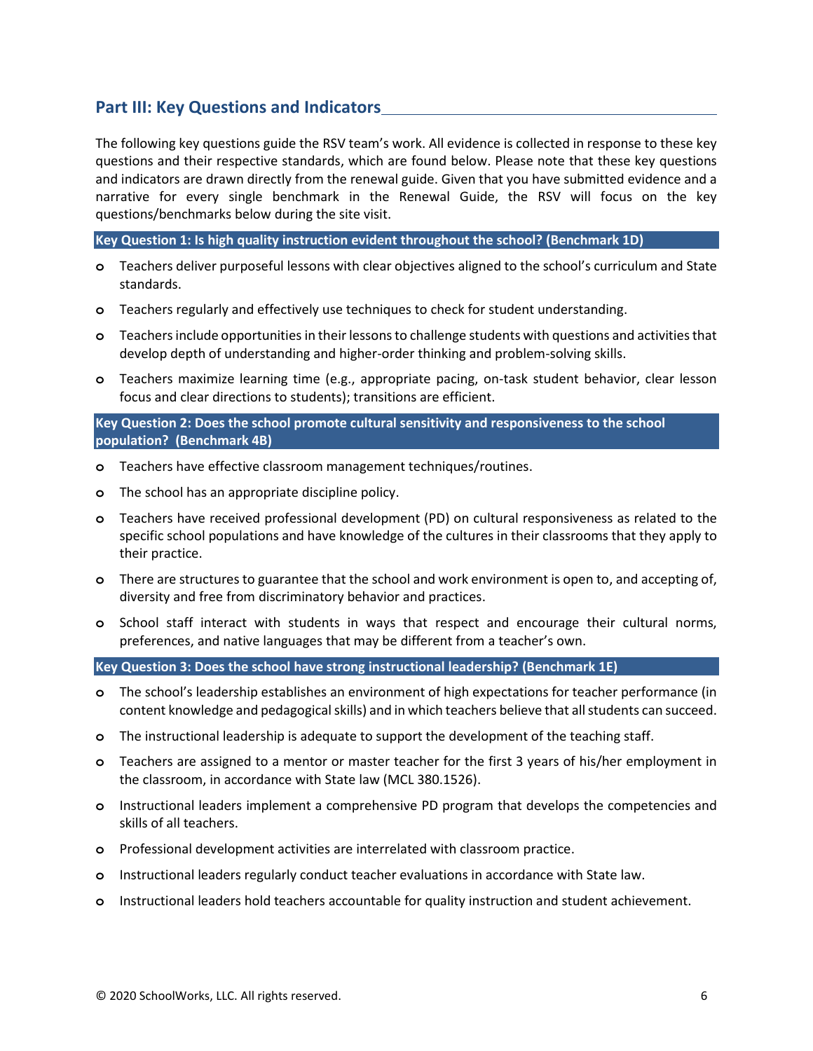## Part III: Key Questions and Indicators

The following key questions guide the RSV team's work. All evidence is collected in response to these key questions and their respective standards, which are found below. Please note that these key questions and indicators are drawn directly from the renewal guide. Given that you have submitted evidence and a narrative for every single benchmark in the Renewal Guide, the RSV will focus on the key questions/benchmarks below during the site visit.

**Key Question 1: Is high quality instruction evident throughout the school? (Benchmark 1D)**

- Teachers deliver purposeful lessons with clear objectives aligned to the school's curriculum and State standards.
- Teachers regularly and effectively use techniques to check for student understanding.
- Teachers include opportunities in their lessons to challenge students with questions and activities that develop depth of understanding and higher-order thinking and problem-solving skills.
- Teachers maximize learning time (e.g., appropriate pacing, on-task student behavior, clear lesson focus and clear directions to students); transitions are efficient.

**Key Question 2: Does the school promote cultural sensitivity and responsiveness to the school population? (Benchmark 4B)**

- Teachers have effective classroom management techniques/routines.
- The school has an appropriate discipline policy.
- Teachers have received professional development (PD) on cultural responsiveness as related to the specific school populations and have knowledge of the cultures in their classrooms that they apply to their practice.
- There are structures to guarantee that the school and work environment is open to, and accepting of, diversity and free from discriminatory behavior and practices.
- School staff interact with students in ways that respect and encourage their cultural norms, preferences, and native languages that may be different from a teacher's own.

**Key Question 3: Does the school have strong instructional leadership? (Benchmark 1E)**

- The school's leadership establishes an environment of high expectations for teacher performance (in content knowledge and pedagogical skills) and in which teachers believe that all students can succeed.
- The instructional leadership is adequate to support the development of the teaching staff.
- Teachers are assigned to a mentor or master teacher for the first 3 years of his/her employment in the classroom, in accordance with State law (MCL 380.1526).
- Instructional leaders implement a comprehensive PD program that develops the competencies and skills of all teachers.
- Professional development activities are interrelated with classroom practice.
- Instructional leaders regularly conduct teacher evaluations in accordance with State law.
- Instructional leaders hold teachers accountable for quality instruction and student achievement.

© 2020 SchoolWorks, LLC. All rights reserved.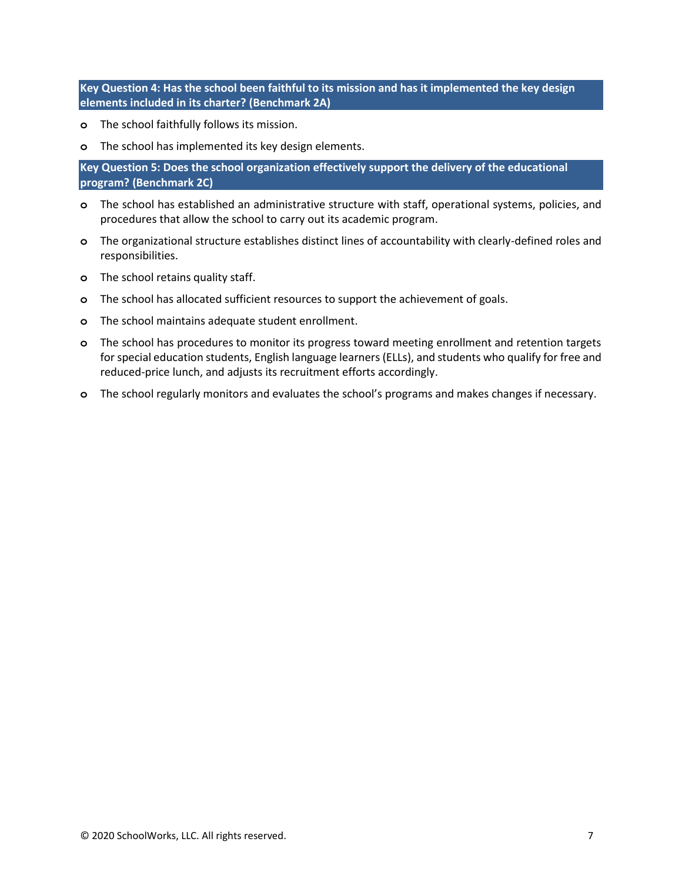**Key Question 4: Has the school been faithful to its mission and has it implemented the key design elements included in its charter? (Benchmark 2A)**

- The school faithfully follows its mission.
- The school has implemented its key design elements.

**Key Question 5: Does the school organization effectively support the delivery of the educational program? (Benchmark 2C)**

- The school has established an administrative structure with staff, operational systems, policies, and procedures that allow the school to carry out its academic program.
- The organizational structure establishes distinct lines of accountability with clearly-defined roles and responsibilities.
- The school retains quality staff.
- The school has allocated sufficient resources to support the achievement of goals.
- The school maintains adequate student enrollment.
- The school has procedures to monitor its progress toward meeting enrollment and retention targets for special education students, English language learners (ELLs), and students who qualify for free and reduced-price lunch, and adjusts its recruitment efforts accordingly.
- The school regularly monitors and evaluates the school's programs and makes changes if necessary.

© 2020 SchoolWorks, LLC. All rights reserved.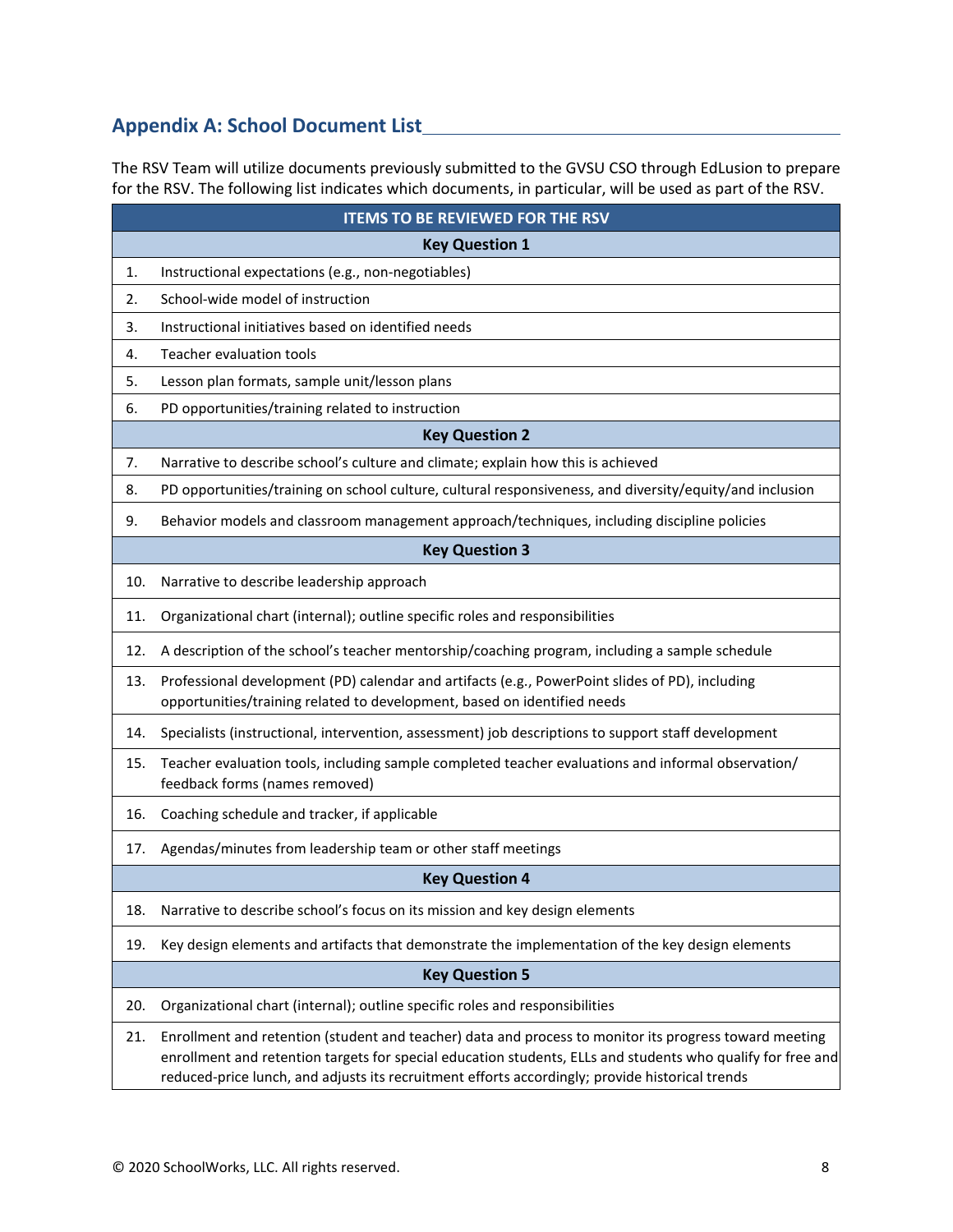## Appendix A: School Document List

The RSV Team will utilize documents previously submitted to the GVSU CSO through EdLusion to prepare for the RSV. The following list indicates which documents, in particular, will be used as part of the RSV.

| ITEMS TO BE REVIEWED FOR THE RSV | |
|---|---|
| **Key Question 1** | |
| 1. | Instructional expectations (e.g., non-negotiables) |
| 2. | School-wide model of instruction |
| 3. | Instructional initiatives based on identified needs |
| 4. | Teacher evaluation tools |
| 5. | Lesson plan formats, sample unit/lesson plans |
| 6. | PD opportunities/training related to instruction |
| **Key Question 2** | |
| 7. | Narrative to describe school's culture and climate; explain how this is achieved |
| 8. | PD opportunities/training on school culture, cultural responsiveness, and diversity/equity/and inclusion |
| 9. | Behavior models and classroom management approach/techniques, including discipline policies |
| **Key Question 3** | |
| 10. | Narrative to describe leadership approach |
| 11. | Organizational chart (internal); outline specific roles and responsibilities |
| 12. | A description of the school's teacher mentorship/coaching program, including a sample schedule |
| 13. | Professional development (PD) calendar and artifacts (e.g., PowerPoint slides of PD), including opportunities/training related to development, based on identified needs |
| 14. | Specialists (instructional, intervention, assessment) job descriptions to support staff development |
| 15. | Teacher evaluation tools, including sample completed teacher evaluations and informal observation/ feedback forms (names removed) |
| 16. | Coaching schedule and tracker, if applicable |
| 17. | Agendas/minutes from leadership team or other staff meetings |
| **Key Question 4** | |
| 18. | Narrative to describe school's focus on its mission and key design elements |
| 19. | Key design elements and artifacts that demonstrate the implementation of the key design elements |
| **Key Question 5** | |
| 20. | Organizational chart (internal); outline specific roles and responsibilities |
| 21. | Enrollment and retention (student and teacher) data and process to monitor its progress toward meeting enrollment and retention targets for special education students, ELLs and students who qualify for free and reduced-price lunch, and adjusts its recruitment efforts accordingly; provide historical trends |

© 2020 SchoolWorks, LLC. All rights reserved.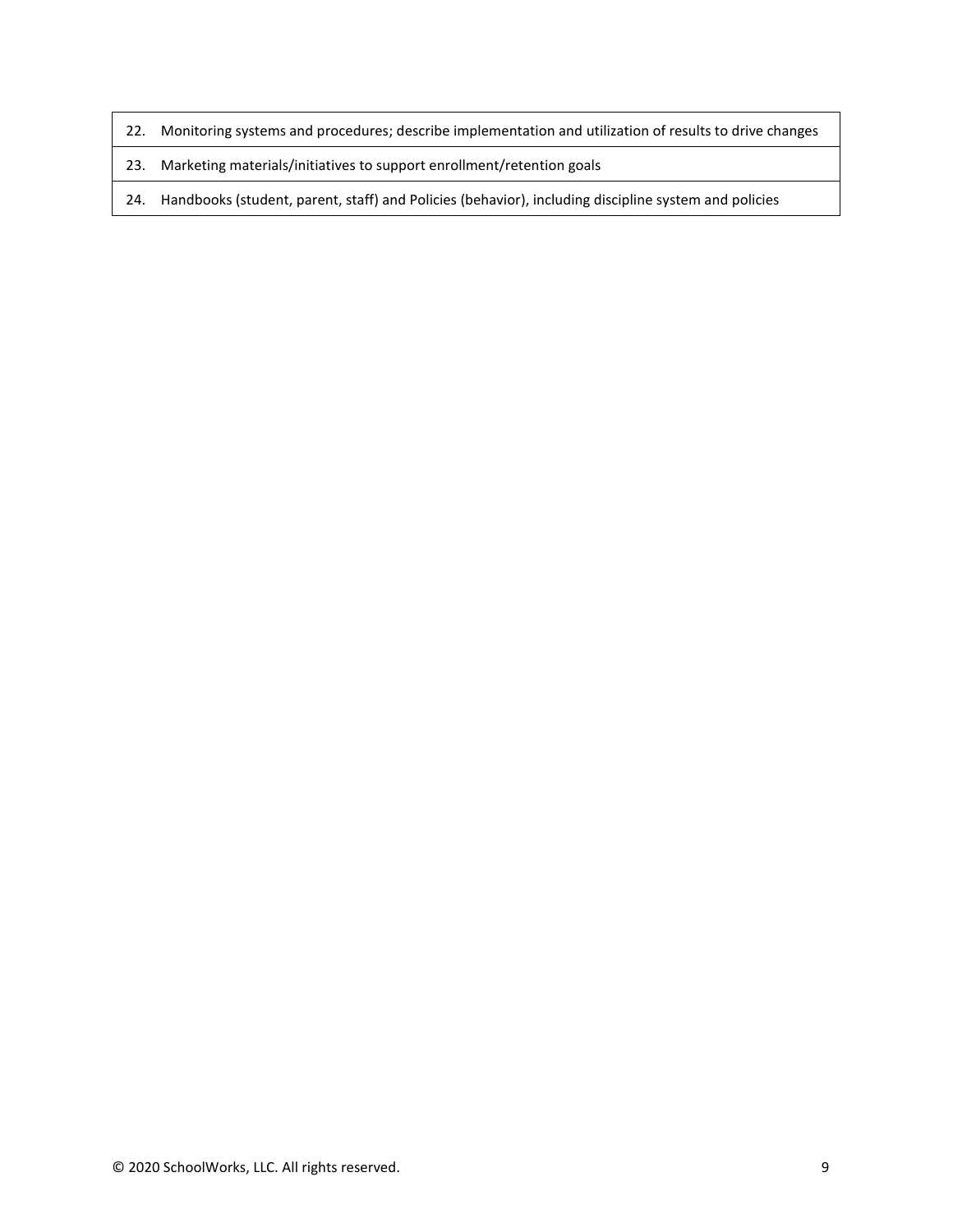| | |
|---|---|
| 22. | Monitoring systems and procedures; describe implementation and utilization of results to drive changes |
| 23. | Marketing materials/initiatives to support enrollment/retention goals |
| 24. | Handbooks (student, parent, staff) and Policies (behavior), including discipline system and policies |

© 2020 SchoolWorks, LLC. All rights reserved.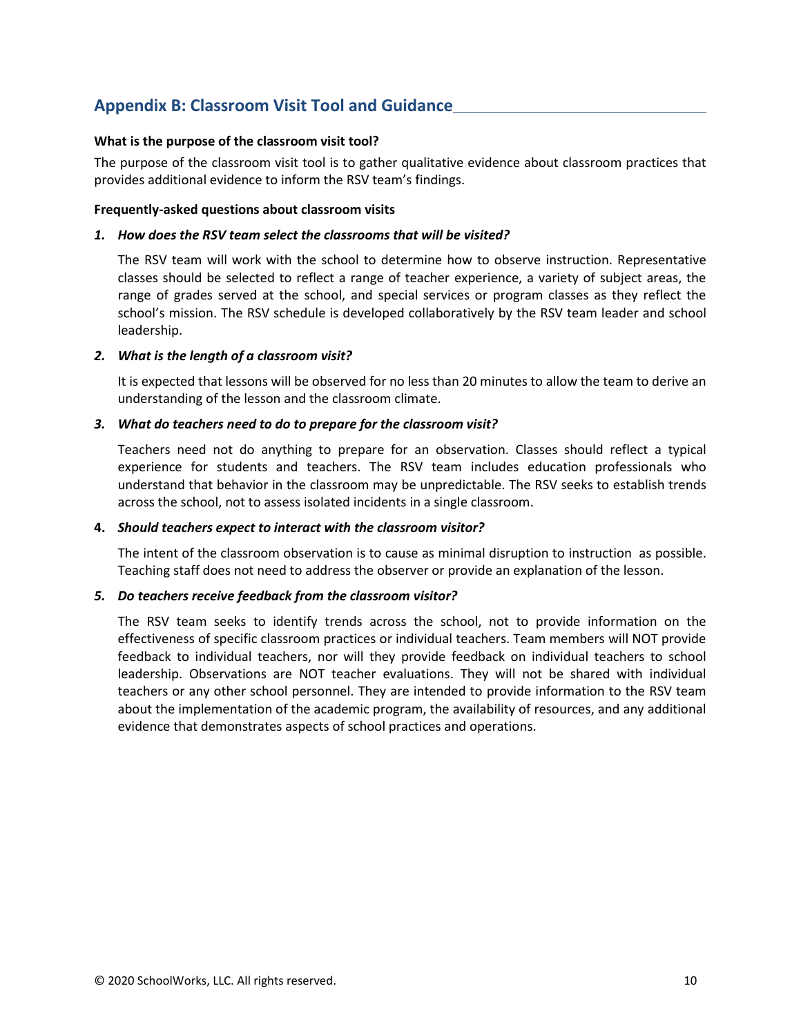## Appendix B: Classroom Visit Tool and Guidance

**What is the purpose of the classroom visit tool?**

The purpose of the classroom visit tool is to gather qualitative evidence about classroom practices that provides additional evidence to inform the RSV team's findings.

**Frequently-asked questions about classroom visits**

1. ***How does the RSV team select the classrooms that will be visited?***

   The RSV team will work with the school to determine how to observe instruction. Representative classes should be selected to reflect a range of teacher experience, a variety of subject areas, the range of grades served at the school, and special services or program classes as they reflect the school's mission. The RSV schedule is developed collaboratively by the RSV team leader and school leadership.

2. ***What is the length of a classroom visit?***

   It is expected that lessons will be observed for no less than 20 minutes to allow the team to derive an understanding of the lesson and the classroom climate.

3. ***What do teachers need to do to prepare for the classroom visit?***

   Teachers need not do anything to prepare for an observation. Classes should reflect a typical experience for students and teachers. The RSV team includes education professionals who understand that behavior in the classroom may be unpredictable. The RSV seeks to establish trends across the school, not to assess isolated incidents in a single classroom.

4. ***Should teachers expect to interact with the classroom visitor?***

   The intent of the classroom observation is to cause as minimal disruption to instruction as possible. Teaching staff does not need to address the observer or provide an explanation of the lesson.

5. ***Do teachers receive feedback from the classroom visitor?***

   The RSV team seeks to identify trends across the school, not to provide information on the effectiveness of specific classroom practices or individual teachers. Team members will NOT provide feedback to individual teachers, nor will they provide feedback on individual teachers to school leadership. Observations are NOT teacher evaluations. They will not be shared with individual teachers or any other school personnel. They are intended to provide information to the RSV team about the implementation of the academic program, the availability of resources, and any additional evidence that demonstrates aspects of school practices and operations.

© 2020 SchoolWorks, LLC. All rights reserved.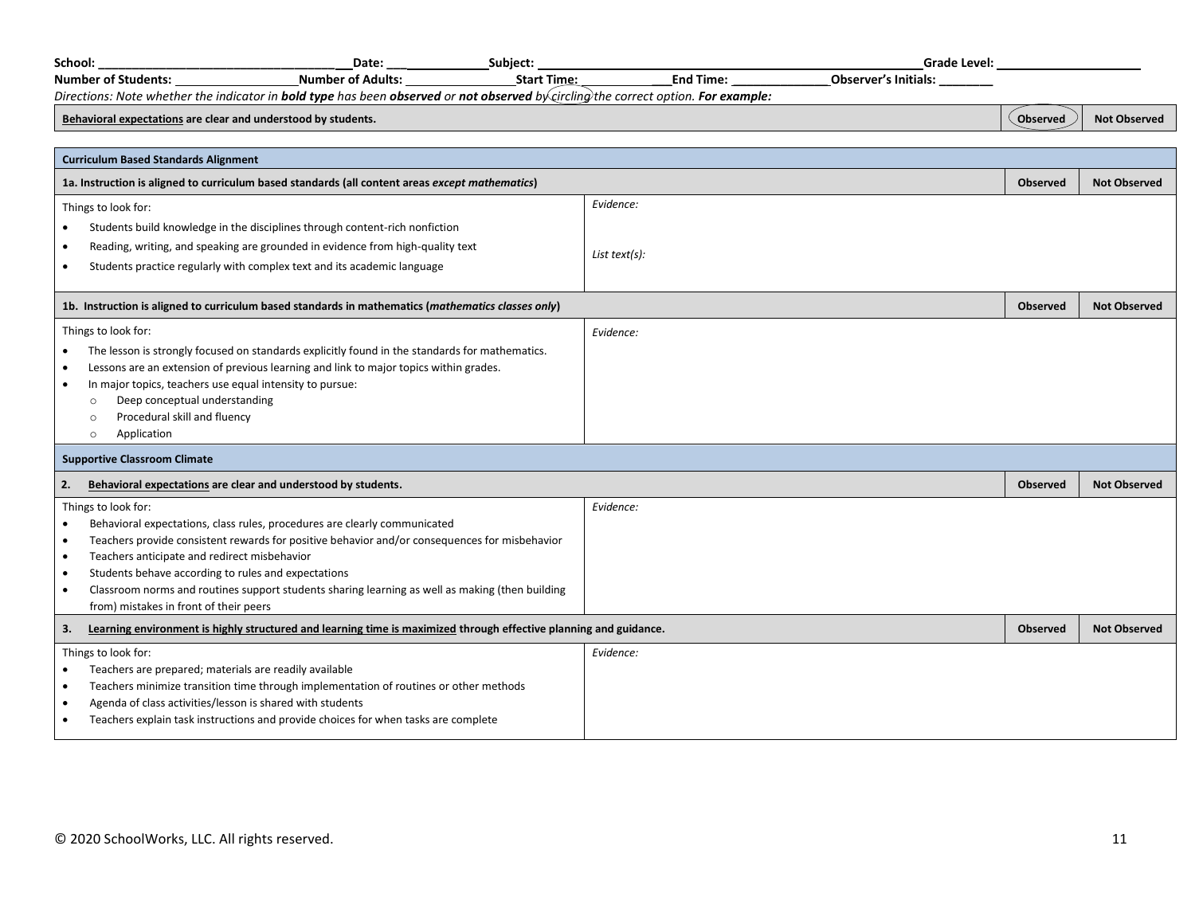**School:** ____________________________________ **Date:** ________________ **Subject:** ________________________________________________________ **Grade Level:** ____________________

**Number of Students:** __________________ **Number of Adults:** ________________ **Start Time:** _______________ **End Time:** ______________ **Observer's Initials:** ________

*Directions: Note whether the indicator in **bold type** has been **observed** or **not observed** by circling the correct option. **For example:***

| **Behavioral expectations are clear and understood by students.** | **(Observed)** | **Not Observed** |
|---|---|---|

| **Curriculum Based Standards Alignment** | | | |
|---|---|---|---|
| **1a. Instruction is aligned to curriculum based standards (all content areas *except mathematics*)** | | **Observed** | **Not Observed** |
| Things to look for:<br>• Students build knowledge in the disciplines through content-rich nonfiction<br>• Reading, writing, and speaking are grounded in evidence from high-quality text<br>• Students practice regularly with complex text and its academic language | *Evidence:*<br><br>*List text(s):* | | |
| **1b. Instruction is aligned to curriculum based standards in mathematics (*mathematics classes only*)** | | **Observed** | **Not Observed** |
| Things to look for:<br>• The lesson is strongly focused on standards explicitly found in the standards for mathematics.<br>• Lessons are an extension of previous learning and link to major topics within grades.<br>• In major topics, teachers use equal intensity to pursue:<br>  ○ Deep conceptual understanding<br>  ○ Procedural skill and fluency<br>  ○ Application | *Evidence:* | | |
| **Supportive Classroom Climate** | | | |
| **2. Behavioral expectations are clear and understood by students.** | | **Observed** | **Not Observed** |
| Things to look for:<br>• Behavioral expectations, class rules, procedures are clearly communicated<br>• Teachers provide consistent rewards for positive behavior and/or consequences for misbehavior<br>• Teachers anticipate and redirect misbehavior<br>• Students behave according to rules and expectations<br>• Classroom norms and routines support students sharing learning as well as making (then building from) mistakes in front of their peers | *Evidence:* | | |
| **3. Learning environment is highly structured and learning time is maximized through effective planning and guidance.** | | **Observed** | **Not Observed** |
| Things to look for:<br>• Teachers are prepared; materials are readily available<br>• Teachers minimize transition time through implementation of routines or other methods<br>• Agenda of class activities/lesson is shared with students<br>• Teachers explain task instructions and provide choices for when tasks are complete | *Evidence:* | | |

© 2020 SchoolWorks, LLC. All rights reserved.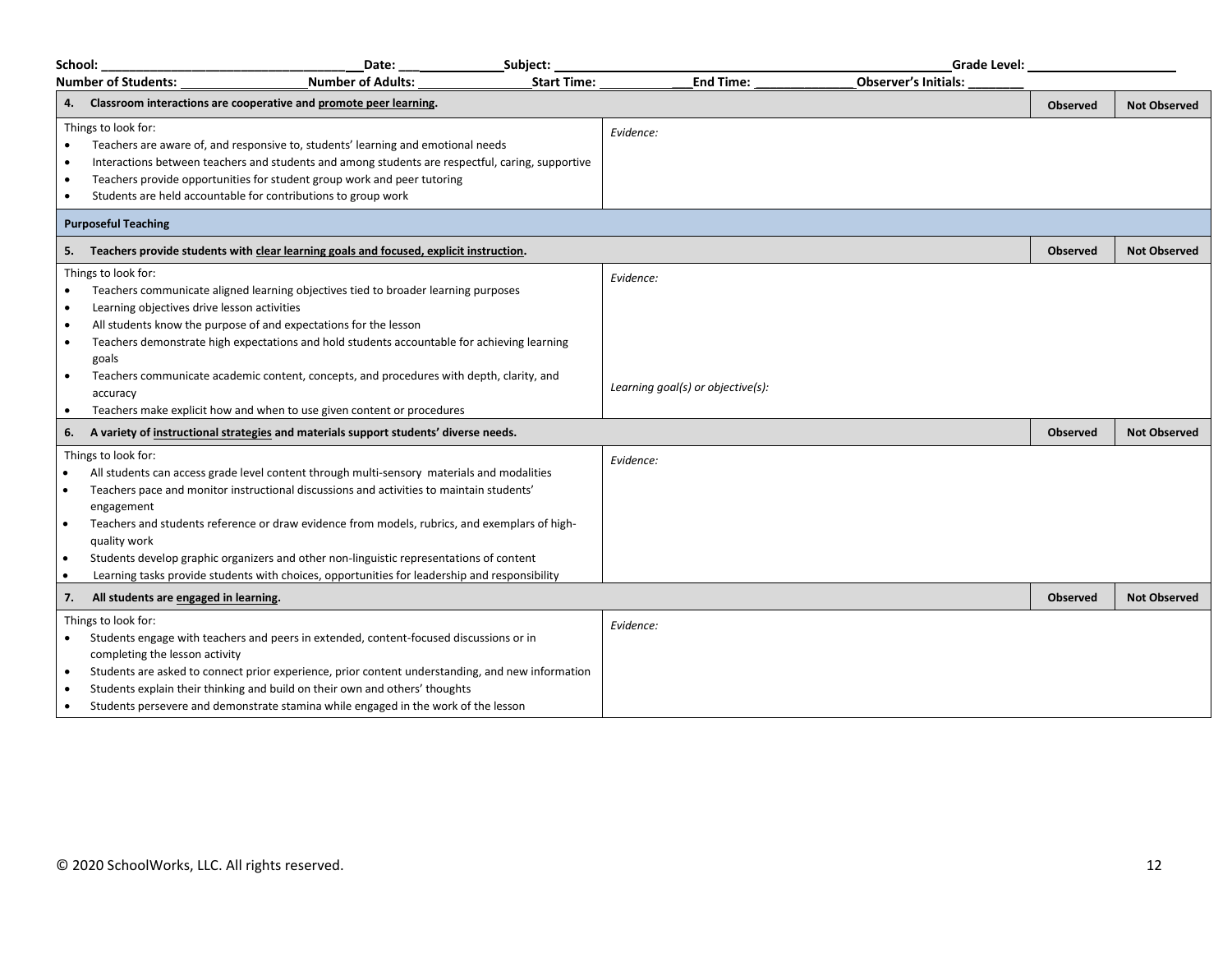School: ___________________________________ Date: ________________ Subject: ____________________________________________________ Grade Level: ____________________
Number of Students: __________________ Number of Adults: ________________ Start Time: _______________ End Time: ______________ Observer's Initials: ________

| **4. Classroom interactions are cooperative and <u>promote peer learning</u>.** | | **Observed** | **Not Observed** |
|---|---|---|---|
| Things to look for:<br>• Teachers are aware of, and responsive to, students' learning and emotional needs<br>• Interactions between teachers and students and among students are respectful, caring, supportive<br>• Teachers provide opportunities for student group work and peer tutoring<br>• Students are held accountable for contributions to group work | *Evidence:* | | |
| **Purposeful Teaching** | | | |
| **5. Teachers provide students with <u>clear learning goals and focused, explicit instruction</u>.** | | **Observed** | **Not Observed** |
| Things to look for:<br>• Teachers communicate aligned learning objectives tied to broader learning purposes<br>• Learning objectives drive lesson activities<br>• All students know the purpose of and expectations for the lesson<br>• Teachers demonstrate high expectations and hold students accountable for achieving learning goals<br>• Teachers communicate academic content, concepts, and procedures with depth, clarity, and accuracy<br>• Teachers make explicit how and when to use given content or procedures | *Evidence:*<br><br>*Learning goal(s) or objective(s):* | | |
| **6. A variety of <u>instructional strategies</u> and materials support students' diverse needs.** | | **Observed** | **Not Observed** |
| Things to look for:<br>• All students can access grade level content through multi-sensory materials and modalities<br>• Teachers pace and monitor instructional discussions and activities to maintain students' engagement<br>• Teachers and students reference or draw evidence from models, rubrics, and exemplars of high-quality work<br>• Students develop graphic organizers and other non-linguistic representations of content<br>• Learning tasks provide students with choices, opportunities for leadership and responsibility | *Evidence:* | | |
| **7. All students are <u>engaged in learning</u>.** | | **Observed** | **Not Observed** |
| Things to look for:<br>• Students engage with teachers and peers in extended, content-focused discussions or in completing the lesson activity<br>• Students are asked to connect prior experience, prior content understanding, and new information<br>• Students explain their thinking and build on their own and others' thoughts<br>• Students persevere and demonstrate stamina while engaged in the work of the lesson | *Evidence:* | | |

© 2020 SchoolWorks, LLC. All rights reserved.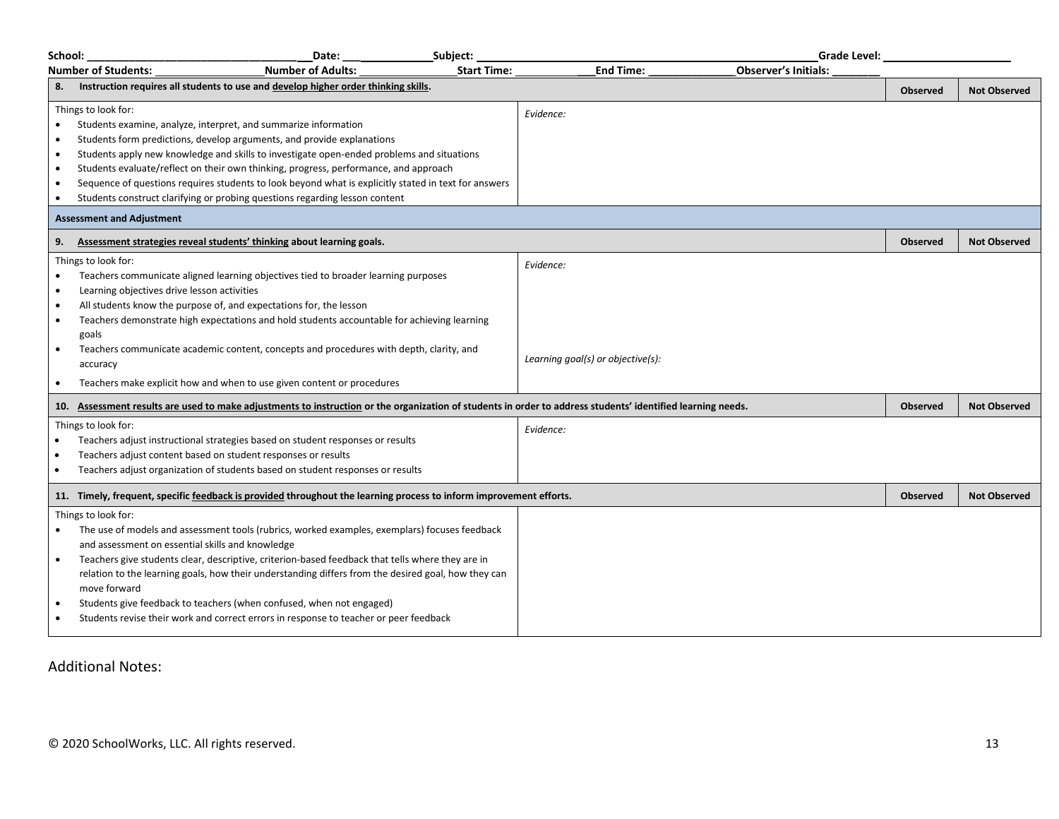School: ___________________________________ Date: _______________ Subject: _________________________________________________________ Grade Level: ____________________
Number of Students: __________________ Number of Adults: ________________ Start Time: _______________ End Time: ______________ Observer's Initials: ________

| 8. Instruction requires all students to use and develop higher order thinking skills. | | Observed | Not Observed |
|---|---|---|---|
| Things to look for:<br>• Students examine, analyze, interpret, and summarize information<br>• Students form predictions, develop arguments, and provide explanations<br>• Students apply new knowledge and skills to investigate open-ended problems and situations<br>• Students evaluate/reflect on their own thinking, progress, performance, and approach<br>• Sequence of questions requires students to look beyond what is explicitly stated in text for answers<br>• Students construct clarifying or probing questions regarding lesson content | *Evidence:* | | |
| **Assessment and Adjustment** | | | |
| **9. Assessment strategies reveal students' thinking about learning goals.** | | **Observed** | **Not Observed** |
| Things to look for:<br>• Teachers communicate aligned learning objectives tied to broader learning purposes<br>• Learning objectives drive lesson activities<br>• All students know the purpose of, and expectations for, the lesson<br>• Teachers demonstrate high expectations and hold students accountable for achieving learning goals<br>• Teachers communicate academic content, concepts and procedures with depth, clarity, and accuracy<br>• Teachers make explicit how and when to use given content or procedures | *Evidence:*<br><br>*Learning goal(s) or objective(s):* | | |
| **10. Assessment results are used to make adjustments to instruction or the organization of students in order to address students' identified learning needs.** | | **Observed** | **Not Observed** |
| Things to look for:<br>• Teachers adjust instructional strategies based on student responses or results<br>• Teachers adjust content based on student responses or results<br>• Teachers adjust organization of students based on student responses or results | *Evidence:* | | |
| **11. Timely, frequent, specific feedback is provided throughout the learning process to inform improvement efforts.** | | **Observed** | **Not Observed** |
| Things to look for:<br>• The use of models and assessment tools (rubrics, worked examples, exemplars) focuses feedback and assessment on essential skills and knowledge<br>• Teachers give students clear, descriptive, criterion-based feedback that tells where they are in relation to the learning goals, how their understanding differs from the desired goal, how they can move forward<br>• Students give feedback to teachers (when confused, when not engaged)<br>• Students revise their work and correct errors in response to teacher or peer feedback | | | |

Additional Notes:

© 2020 SchoolWorks, LLC. All rights reserved.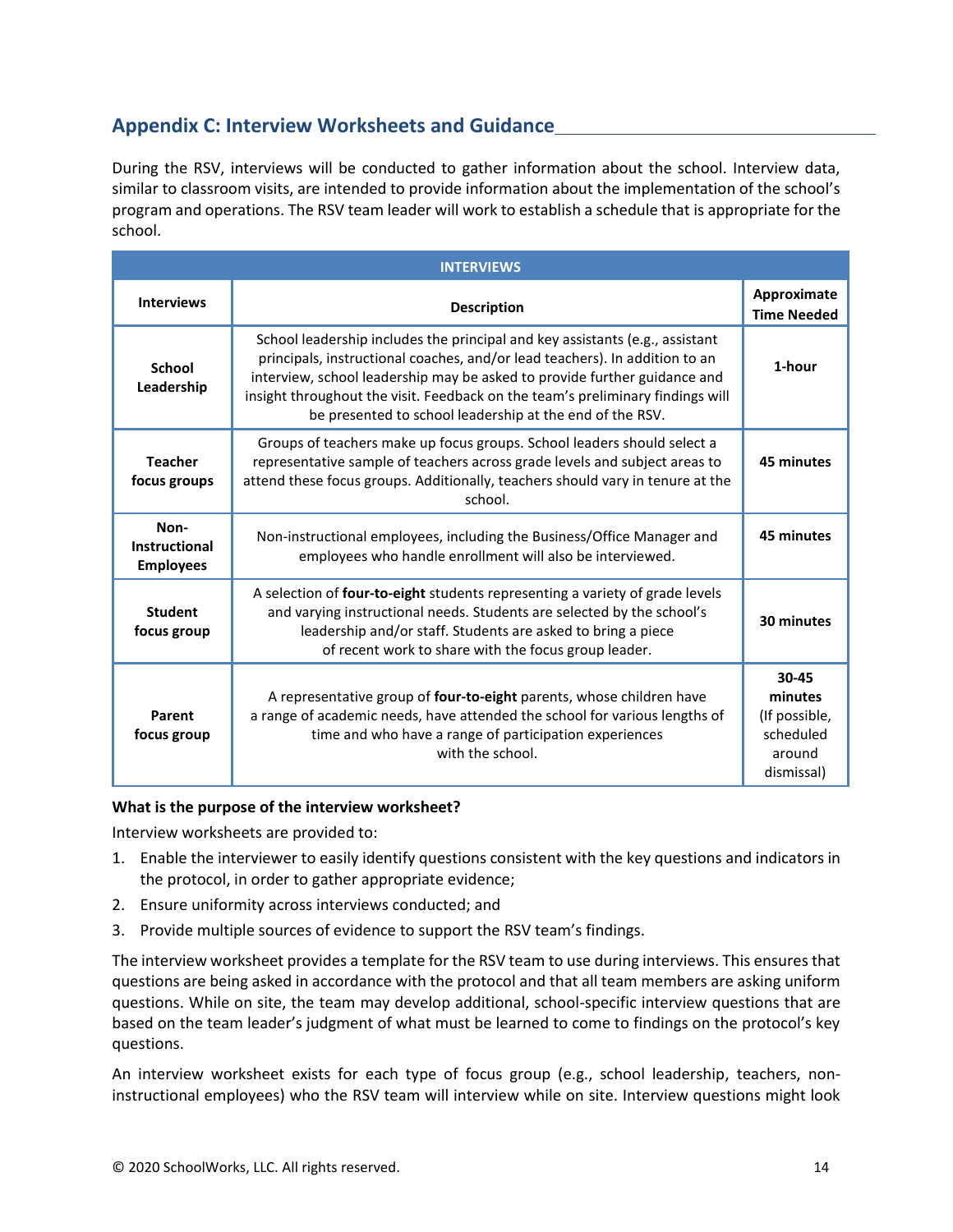## Appendix C: Interview Worksheets and Guidance

During the RSV, interviews will be conducted to gather information about the school. Interview data, similar to classroom visits, are intended to provide information about the implementation of the school's program and operations. The RSV team leader will work to establish a schedule that is appropriate for the school.

| INTERVIEWS | | |
|---|---|---|
| **Interviews** | **Description** | **Approximate Time Needed** |
| **School Leadership** | School leadership includes the principal and key assistants (e.g., assistant principals, instructional coaches, and/or lead teachers). In addition to an interview, school leadership may be asked to provide further guidance and insight throughout the visit. Feedback on the team's preliminary findings will be presented to school leadership at the end of the RSV. | **1-hour** |
| **Teacher focus groups** | Groups of teachers make up focus groups. School leaders should select a representative sample of teachers across grade levels and subject areas to attend these focus groups. Additionally, teachers should vary in tenure at the school. | **45 minutes** |
| **Non-Instructional Employees** | Non-instructional employees, including the Business/Office Manager and employees who handle enrollment will also be interviewed. | **45 minutes** |
| **Student focus group** | A selection of **four-to-eight** students representing a variety of grade levels and varying instructional needs. Students are selected by the school's leadership and/or staff. Students are asked to bring a piece of recent work to share with the focus group leader. | **30 minutes** |
| **Parent focus group** | A representative group of **four-to-eight** parents, whose children have a range of academic needs, have attended the school for various lengths of time and who have a range of participation experiences with the school. | **30-45 minutes** (If possible, scheduled around dismissal) |

**What is the purpose of the interview worksheet?**

Interview worksheets are provided to:

1. Enable the interviewer to easily identify questions consistent with the key questions and indicators in the protocol, in order to gather appropriate evidence;
2. Ensure uniformity across interviews conducted; and
3. Provide multiple sources of evidence to support the RSV team's findings.

The interview worksheet provides a template for the RSV team to use during interviews. This ensures that questions are being asked in accordance with the protocol and that all team members are asking uniform questions. While on site, the team may develop additional, school-specific interview questions that are based on the team leader's judgment of what must be learned to come to findings on the protocol's key questions.

An interview worksheet exists for each type of focus group (e.g., school leadership, teachers, non-instructional employees) who the RSV team will interview while on site. Interview questions might look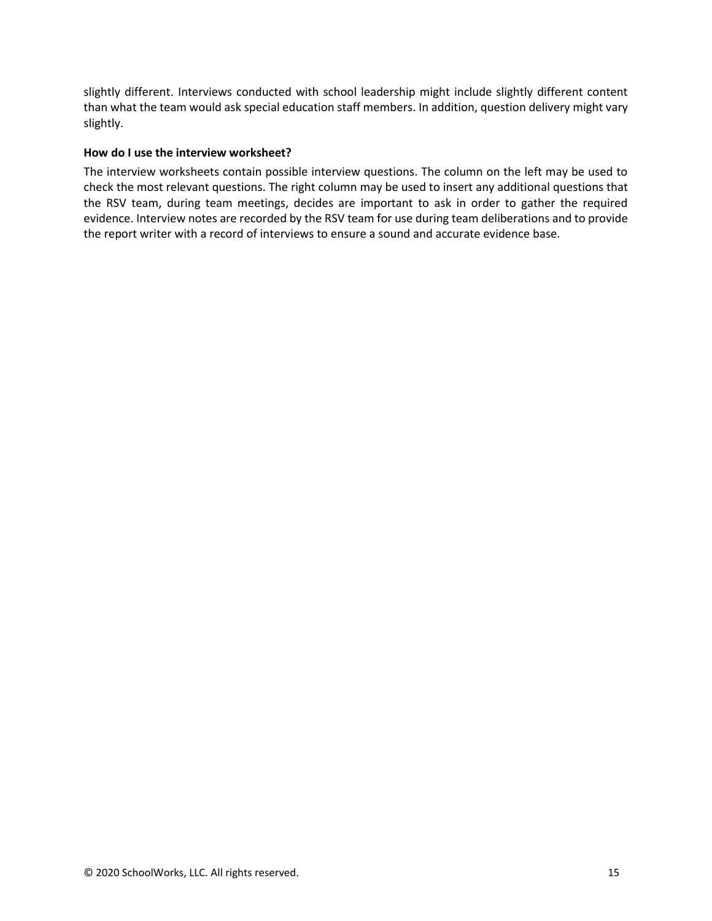slightly different. Interviews conducted with school leadership might include slightly different content than what the team would ask special education staff members. In addition, question delivery might vary slightly.

**How do I use the interview worksheet?**

The interview worksheets contain possible interview questions. The column on the left may be used to check the most relevant questions. The right column may be used to insert any additional questions that the RSV team, during team meetings, decides are important to ask in order to gather the required evidence. Interview notes are recorded by the RSV team for use during team deliberations and to provide the report writer with a record of interviews to ensure a sound and accurate evidence base.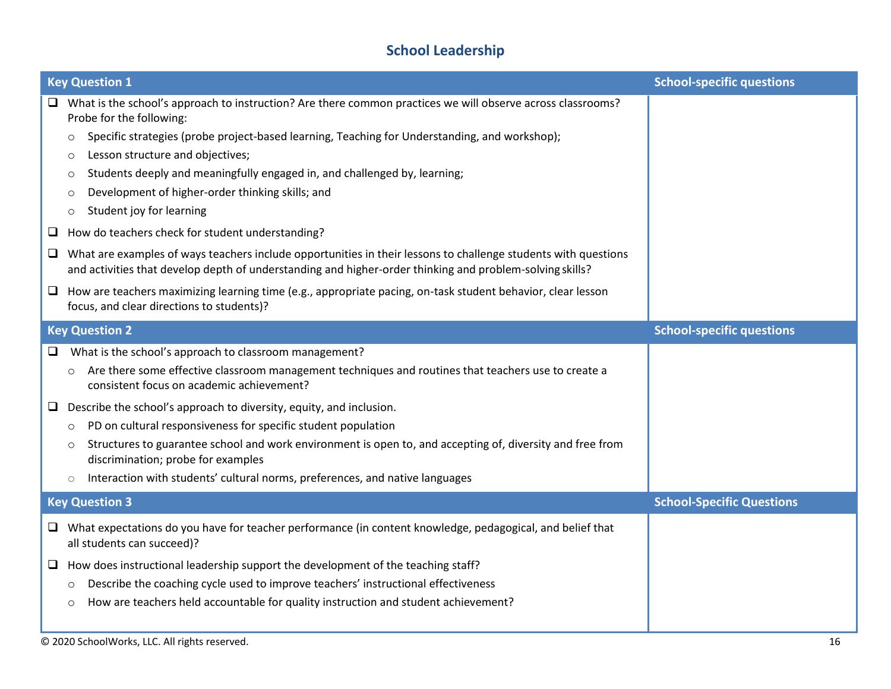## School Leadership

| Key Question 1 | School-specific questions |
|---|---|
| ❑ What is the school's approach to instruction? Are there common practices we will observe across classrooms? Probe for the following:<br>○ Specific strategies (probe project-based learning, Teaching for Understanding, and workshop);<br>○ Lesson structure and objectives;<br>○ Students deeply and meaningfully engaged in, and challenged by, learning;<br>○ Development of higher-order thinking skills; and<br>○ Student joy for learning<br>❑ How do teachers check for student understanding?<br>❑ What are examples of ways teachers include opportunities in their lessons to challenge students with questions and activities that develop depth of understanding and higher-order thinking and problem-solving skills?<br>❑ How are teachers maximizing learning time (e.g., appropriate pacing, on-task student behavior, clear lesson focus, and clear directions to students)? | |
| **Key Question 2** | **School-specific questions** |
| ❑ What is the school's approach to classroom management?<br>○ Are there some effective classroom management techniques and routines that teachers use to create a consistent focus on academic achievement?<br>❑ Describe the school's approach to diversity, equity, and inclusion.<br>○ PD on cultural responsiveness for specific student population<br>○ Structures to guarantee school and work environment is open to, and accepting of, diversity and free from discrimination; probe for examples<br>○ Interaction with students' cultural norms, preferences, and native languages | |
| **Key Question 3** | **School-Specific Questions** |
| ❑ What expectations do you have for teacher performance (in content knowledge, pedagogical, and belief that all students can succeed)?<br>❑ How does instructional leadership support the development of the teaching staff?<br>○ Describe the coaching cycle used to improve teachers' instructional effectiveness<br>○ How are teachers held accountable for quality instruction and student achievement? | |

© 2020 SchoolWorks, LLC. All rights reserved.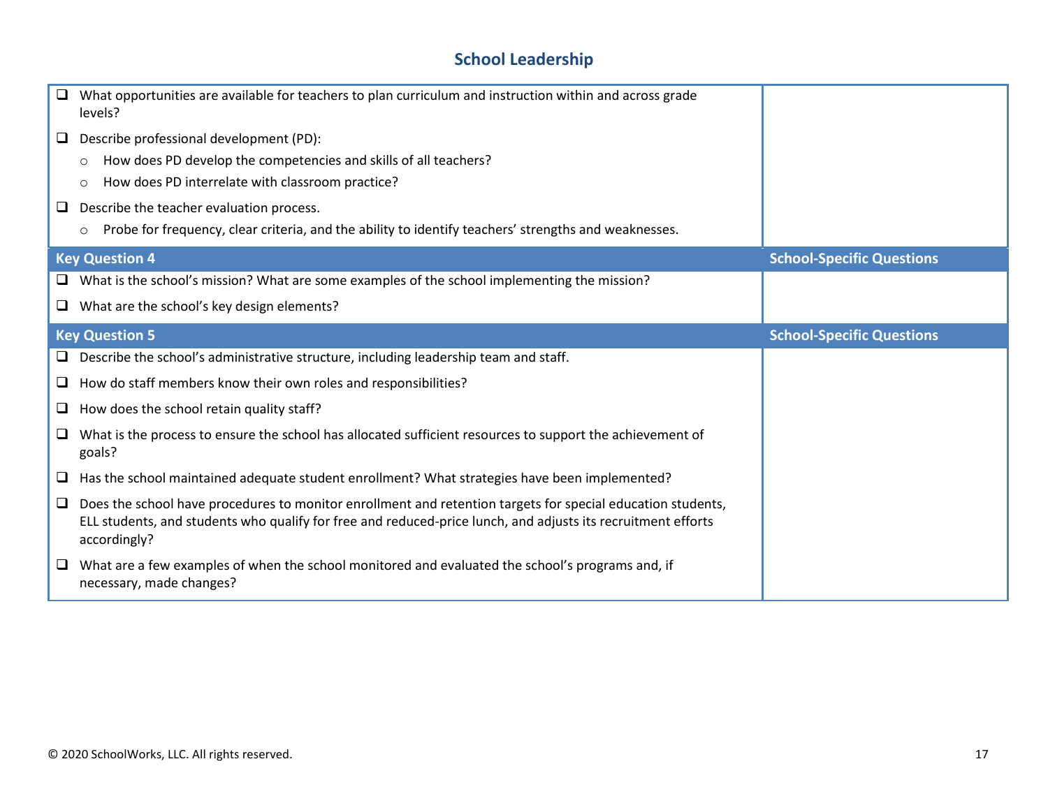## School Leadership

| | |
|---|---|
| ❑ What opportunities are available for teachers to plan curriculum and instruction within and across grade levels?<br>❑ Describe professional development (PD):<br>○ How does PD develop the competencies and skills of all teachers?<br>○ How does PD interrelate with classroom practice?<br>❑ Describe the teacher evaluation process.<br>○ Probe for frequency, clear criteria, and the ability to identify teachers' strengths and weaknesses. | |
| **Key Question 4** | **School-Specific Questions** |
| ❑ What is the school's mission? What are some examples of the school implementing the mission?<br>❑ What are the school's key design elements? | |
| **Key Question 5** | **School-Specific Questions** |
| ❑ Describe the school's administrative structure, including leadership team and staff.<br>❑ How do staff members know their own roles and responsibilities?<br>❑ How does the school retain quality staff?<br>❑ What is the process to ensure the school has allocated sufficient resources to support the achievement of goals?<br>❑ Has the school maintained adequate student enrollment? What strategies have been implemented?<br>❑ Does the school have procedures to monitor enrollment and retention targets for special education students, ELL students, and students who qualify for free and reduced-price lunch, and adjusts its recruitment efforts accordingly?<br>❑ What are a few examples of when the school monitored and evaluated the school's programs and, if necessary, made changes? | |

© 2020 SchoolWorks, LLC. All rights reserved.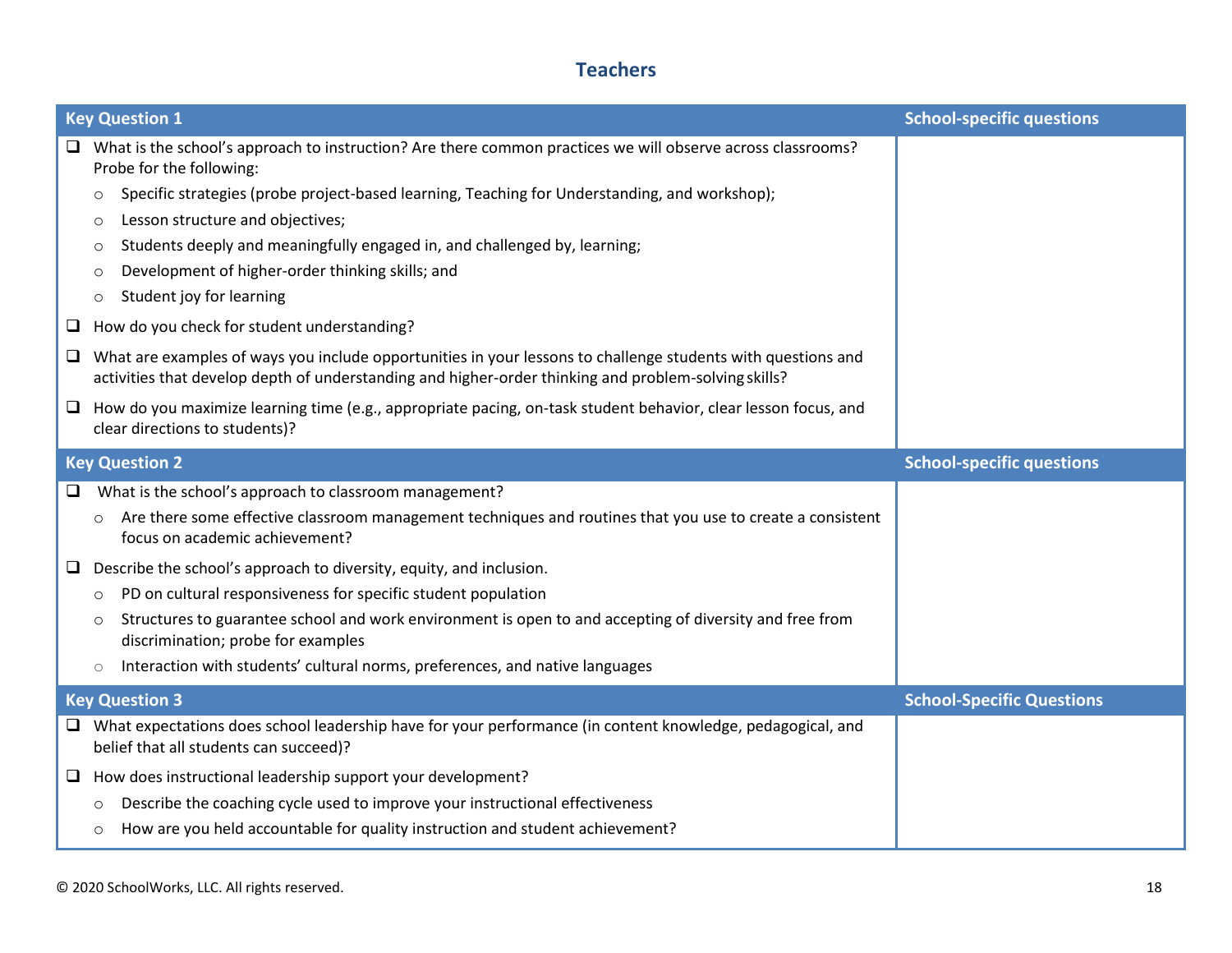## Teachers

| Key Question 1 | School-specific questions |
| --- | --- |
| ❑ What is the school's approach to instruction? Are there common practices we will observe across classrooms? Probe for the following:<br>○ Specific strategies (probe project-based learning, Teaching for Understanding, and workshop);<br>○ Lesson structure and objectives;<br>○ Students deeply and meaningfully engaged in, and challenged by, learning;<br>○ Development of higher-order thinking skills; and<br>○ Student joy for learning<br>❑ How do you check for student understanding?<br>❑ What are examples of ways you include opportunities in your lessons to challenge students with questions and activities that develop depth of understanding and higher-order thinking and problem-solving skills?<br>❑ How do you maximize learning time (e.g., appropriate pacing, on-task student behavior, clear lesson focus, and clear directions to students)? | |

| Key Question 2 | School-specific questions |
| --- | --- |
| ❑ What is the school's approach to classroom management?<br>○ Are there some effective classroom management techniques and routines that you use to create a consistent focus on academic achievement?<br>❑ Describe the school's approach to diversity, equity, and inclusion.<br>○ PD on cultural responsiveness for specific student population<br>○ Structures to guarantee school and work environment is open to and accepting of diversity and free from discrimination; probe for examples<br>○ Interaction with students' cultural norms, preferences, and native languages | |

| Key Question 3 | School-Specific Questions |
| --- | --- |
| ❑ What expectations does school leadership have for your performance (in content knowledge, pedagogical, and belief that all students can succeed)?<br>❑ How does instructional leadership support your development?<br>○ Describe the coaching cycle used to improve your instructional effectiveness<br>○ How are you held accountable for quality instruction and student achievement? | |

© 2020 SchoolWorks, LLC. All rights reserved.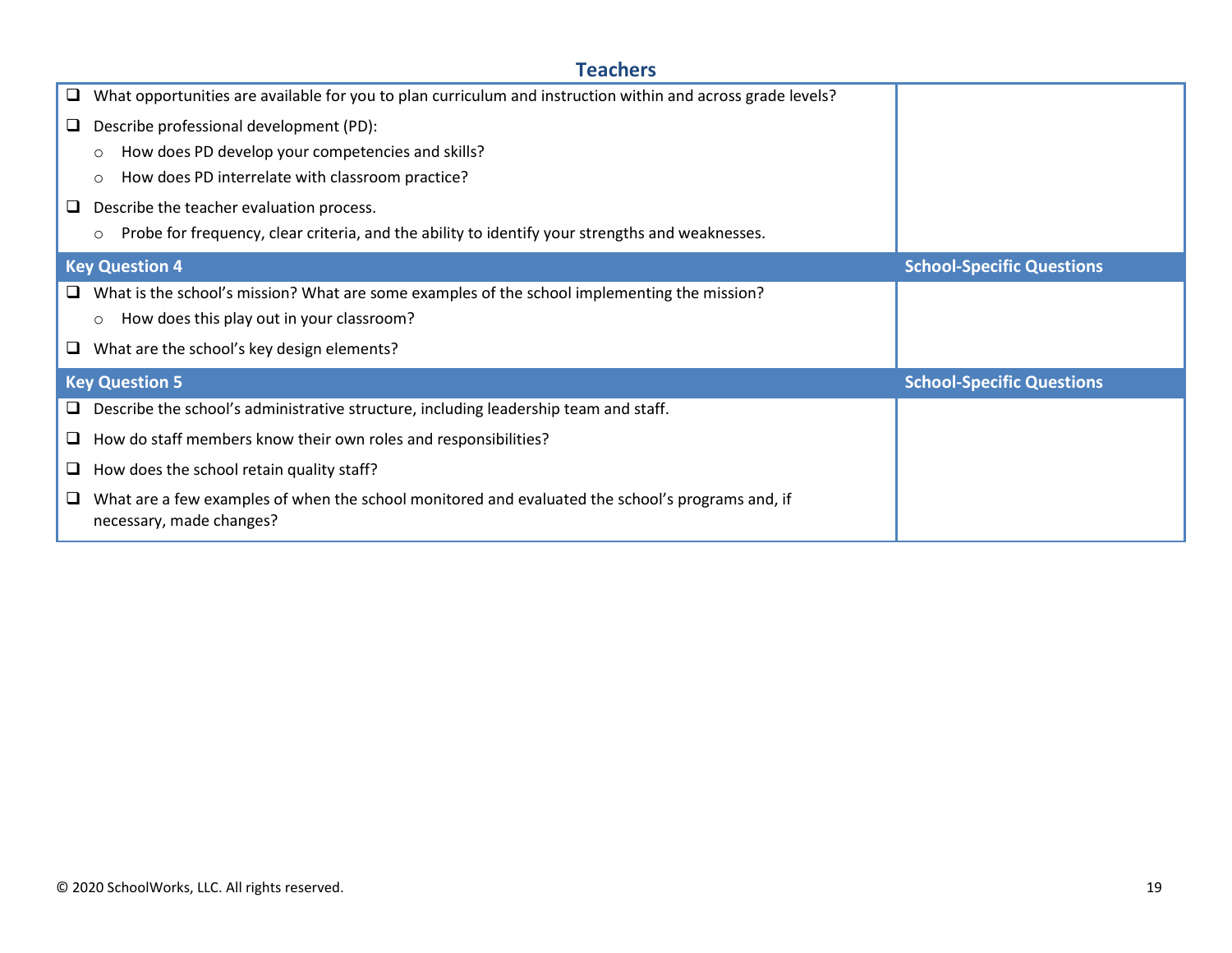## Teachers

| | |
|---|---|
| ☐ What opportunities are available for you to plan curriculum and instruction within and across grade levels?<br>☐ Describe professional development (PD):<br>○ How does PD develop your competencies and skills?<br>○ How does PD interrelate with classroom practice?<br>☐ Describe the teacher evaluation process.<br>○ Probe for frequency, clear criteria, and the ability to identify your strengths and weaknesses. | |

| Key Question 4 | School-Specific Questions |
|---|---|
| ☐ What is the school's mission? What are some examples of the school implementing the mission?<br>○ How does this play out in your classroom?<br>☐ What are the school's key design elements? | |

| Key Question 5 | School-Specific Questions |
|---|---|
| ☐ Describe the school's administrative structure, including leadership team and staff.<br>☐ How do staff members know their own roles and responsibilities?<br>☐ How does the school retain quality staff?<br>☐ What are a few examples of when the school monitored and evaluated the school's programs and, if necessary, made changes? | |

© 2020 SchoolWorks, LLC. All rights reserved.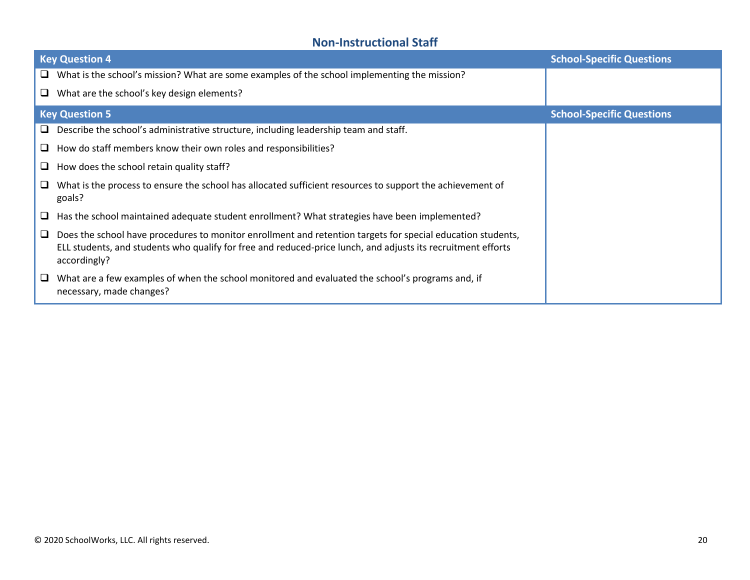## Non-Instructional Staff

| Key Question 4 | School-Specific Questions |
|---|---|
| ❑ What is the school's mission? What are some examples of the school implementing the mission?<br>❑ What are the school's key design elements? | |

| Key Question 5 | School-Specific Questions |
|---|---|
| ❑ Describe the school's administrative structure, including leadership team and staff.<br>❑ How do staff members know their own roles and responsibilities?<br>❑ How does the school retain quality staff?<br>❑ What is the process to ensure the school has allocated sufficient resources to support the achievement of goals?<br>❑ Has the school maintained adequate student enrollment? What strategies have been implemented?<br>❑ Does the school have procedures to monitor enrollment and retention targets for special education students, ELL students, and students who qualify for free and reduced-price lunch, and adjusts its recruitment efforts accordingly?<br>❑ What are a few examples of when the school monitored and evaluated the school's programs and, if necessary, made changes? | |

© 2020 SchoolWorks, LLC. All rights reserved.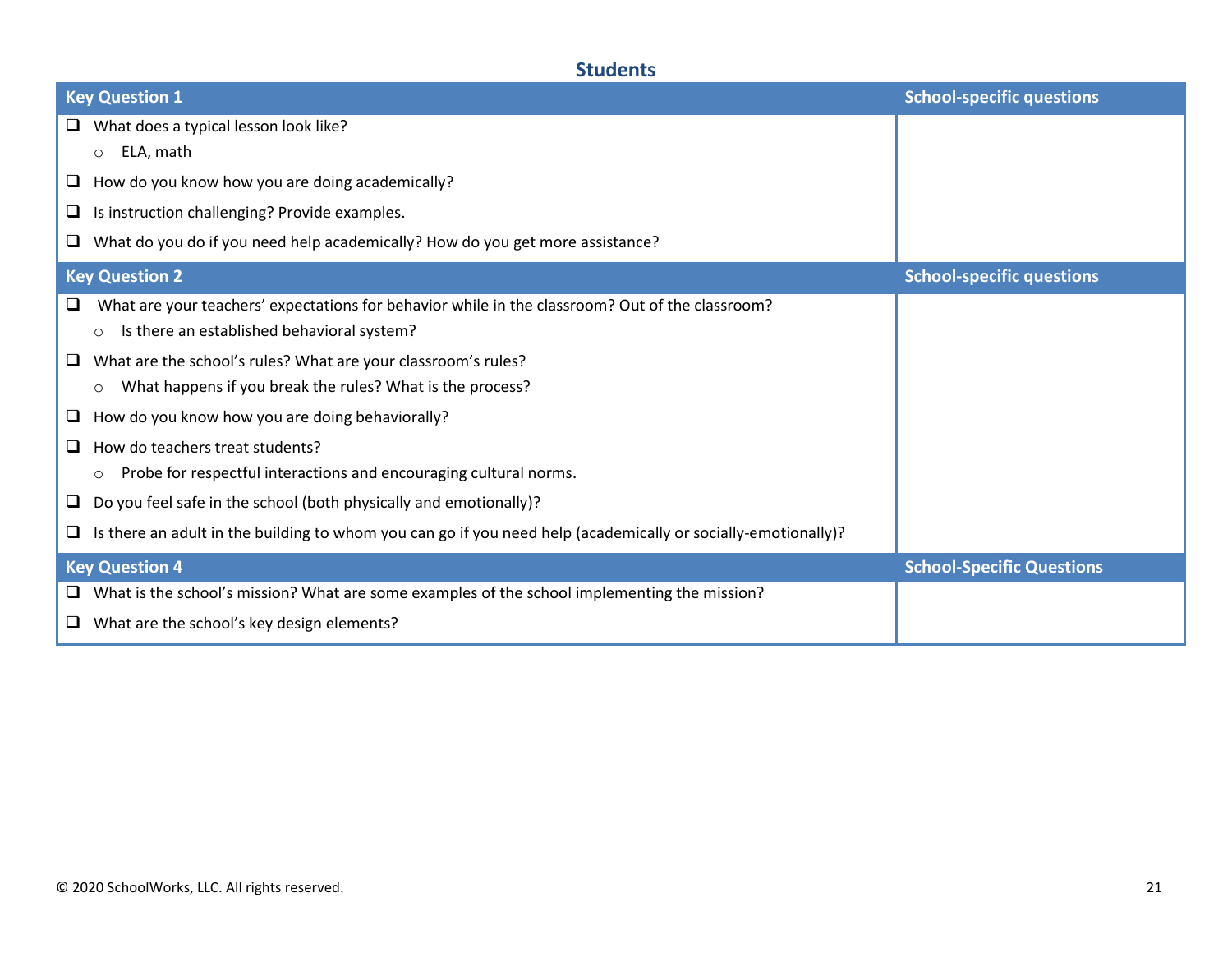## Students

| Key Question 1 | School-specific questions |
|---|---|
| ❑ What does a typical lesson look like?<br>&nbsp;&nbsp;&nbsp;○ ELA, math<br>❑ How do you know how you are doing academically?<br>❑ Is instruction challenging? Provide examples.<br>❑ What do you do if you need help academically? How do you get more assistance? | |
| **Key Question 2** | **School-specific questions** |
| ❑ What are your teachers' expectations for behavior while in the classroom? Out of the classroom?<br>&nbsp;&nbsp;&nbsp;○ Is there an established behavioral system?<br>❑ What are the school's rules? What are your classroom's rules?<br>&nbsp;&nbsp;&nbsp;○ What happens if you break the rules? What is the process?<br>❑ How do you know how you are doing behaviorally?<br>❑ How do teachers treat students?<br>&nbsp;&nbsp;&nbsp;○ Probe for respectful interactions and encouraging cultural norms.<br>❑ Do you feel safe in the school (both physically and emotionally)?<br>❑ Is there an adult in the building to whom you can go if you need help (academically or socially-emotionally)? | |
| **Key Question 4** | **School-Specific Questions** |
| ❑ What is the school's mission? What are some examples of the school implementing the mission?<br>❑ What are the school's key design elements? | |

© 2020 SchoolWorks, LLC. All rights reserved.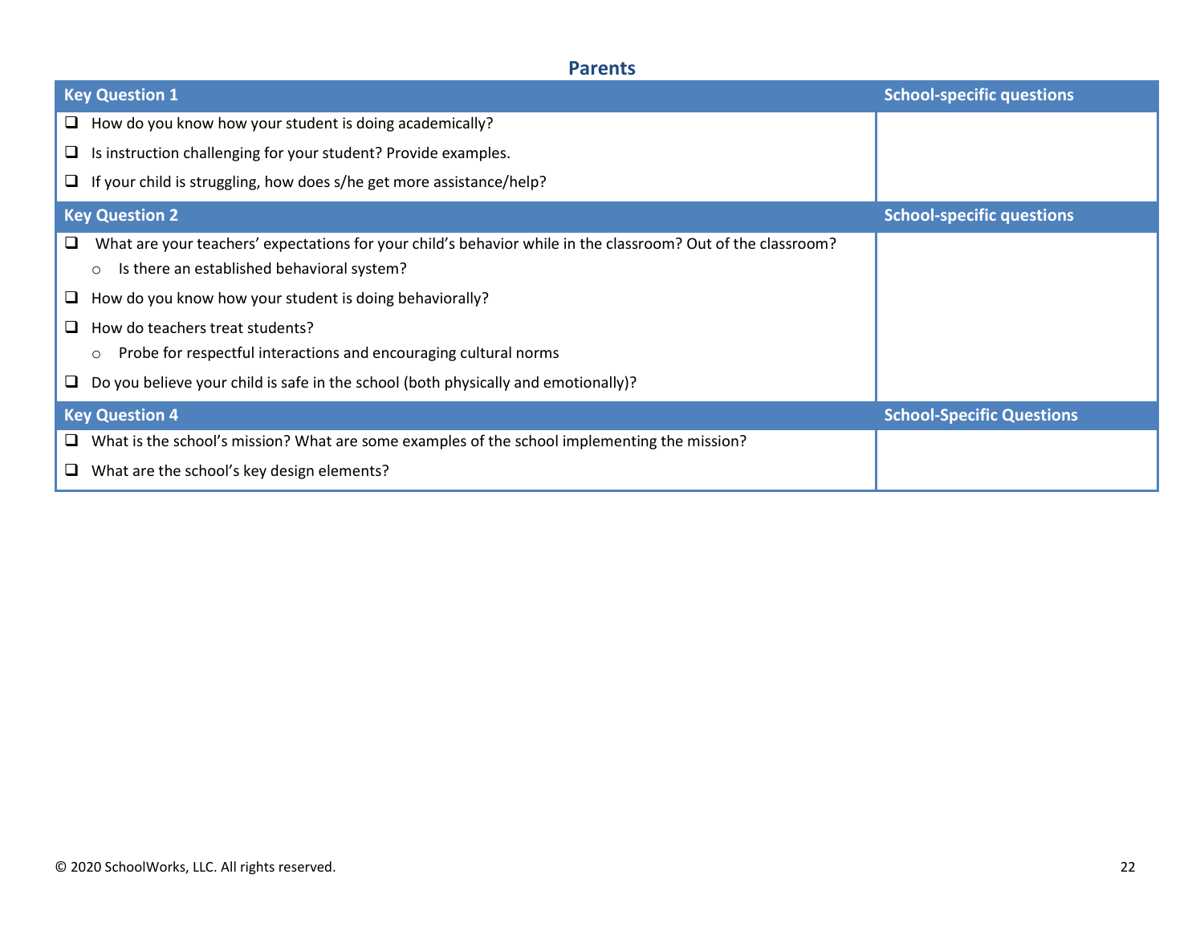## Parents

| Key Question 1 | School-specific questions |
|---|---|
| ❑ How do you know how your student is doing academically?<br>❑ Is instruction challenging for your student? Provide examples.<br>❑ If your child is struggling, how does s/he get more assistance/help? | |
| **Key Question 2** | **School-specific questions** |
| ❑ What are your teachers' expectations for your child's behavior while in the classroom? Out of the classroom?<br>  ○ Is there an established behavioral system?<br>❑ How do you know how your student is doing behaviorally?<br>❑ How do teachers treat students?<br>  ○ Probe for respectful interactions and encouraging cultural norms<br>❑ Do you believe your child is safe in the school (both physically and emotionally)? | |
| **Key Question 4** | **School-Specific Questions** |
| ❑ What is the school's mission? What are some examples of the school implementing the mission?<br>❑ What are the school's key design elements? | |

© 2020 SchoolWorks, LLC. All rights reserved.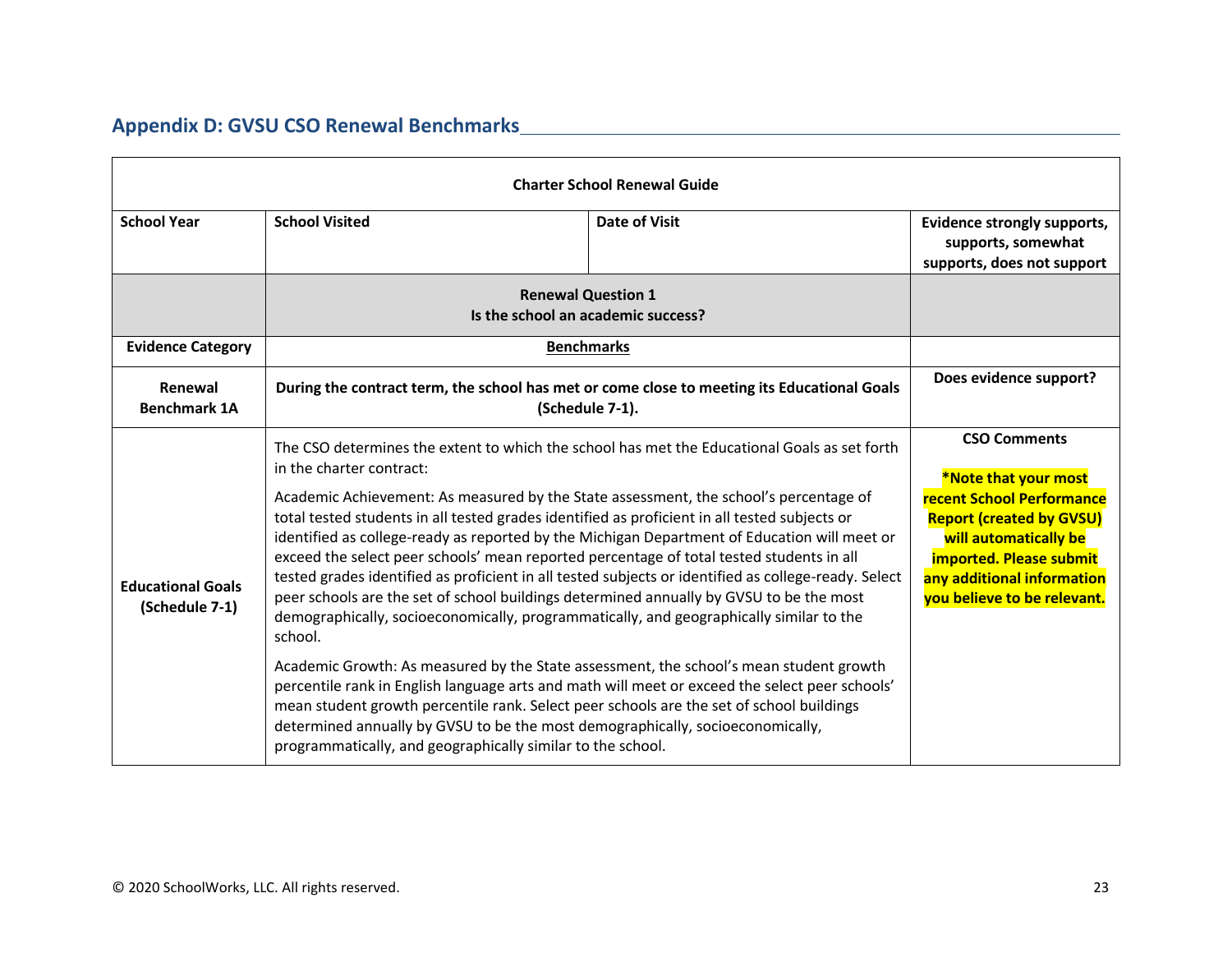## Appendix D: GVSU CSO Renewal Benchmarks

| Charter School Renewal Guide | | | |
|---|---|---|---|
| **School Year** | **School Visited** | **Date of Visit** | **Evidence strongly supports, supports, somewhat supports, does not support** |
| | **Renewal Question 1**<br>**Is the school an academic success?** | | |
| **Evidence Category** | **Benchmarks** | | |
| **Renewal Benchmark 1A** | **During the contract term, the school has met or come close to meeting its Educational Goals (Schedule 7-1).** | | **Does evidence support?** |
| **Educational Goals (Schedule 7-1)** | The CSO determines the extent to which the school has met the Educational Goals as set forth in the charter contract:<br><br>Academic Achievement: As measured by the State assessment, the school's percentage of total tested students in all tested grades identified as proficient in all tested subjects or identified as college-ready as reported by the Michigan Department of Education will meet or exceed the select peer schools' mean reported percentage of total tested students in all tested grades identified as proficient in all tested subjects or identified as college-ready. Select peer schools are the set of school buildings determined annually by GVSU to be the most demographically, socioeconomically, programmatically, and geographically similar to the school.<br><br>Academic Growth: As measured by the State assessment, the school's mean student growth percentile rank in English language arts and math will meet or exceed the select peer schools' mean student growth percentile rank. Select peer schools are the set of school buildings determined annually by GVSU to be the most demographically, socioeconomically, programmatically, and geographically similar to the school. | | **CSO Comments**<br><br>**\*Note that your most recent School Performance Report (created by GVSU) will automatically be imported. Please submit any additional information you believe to be relevant.** |

© 2020 SchoolWorks, LLC. All rights reserved.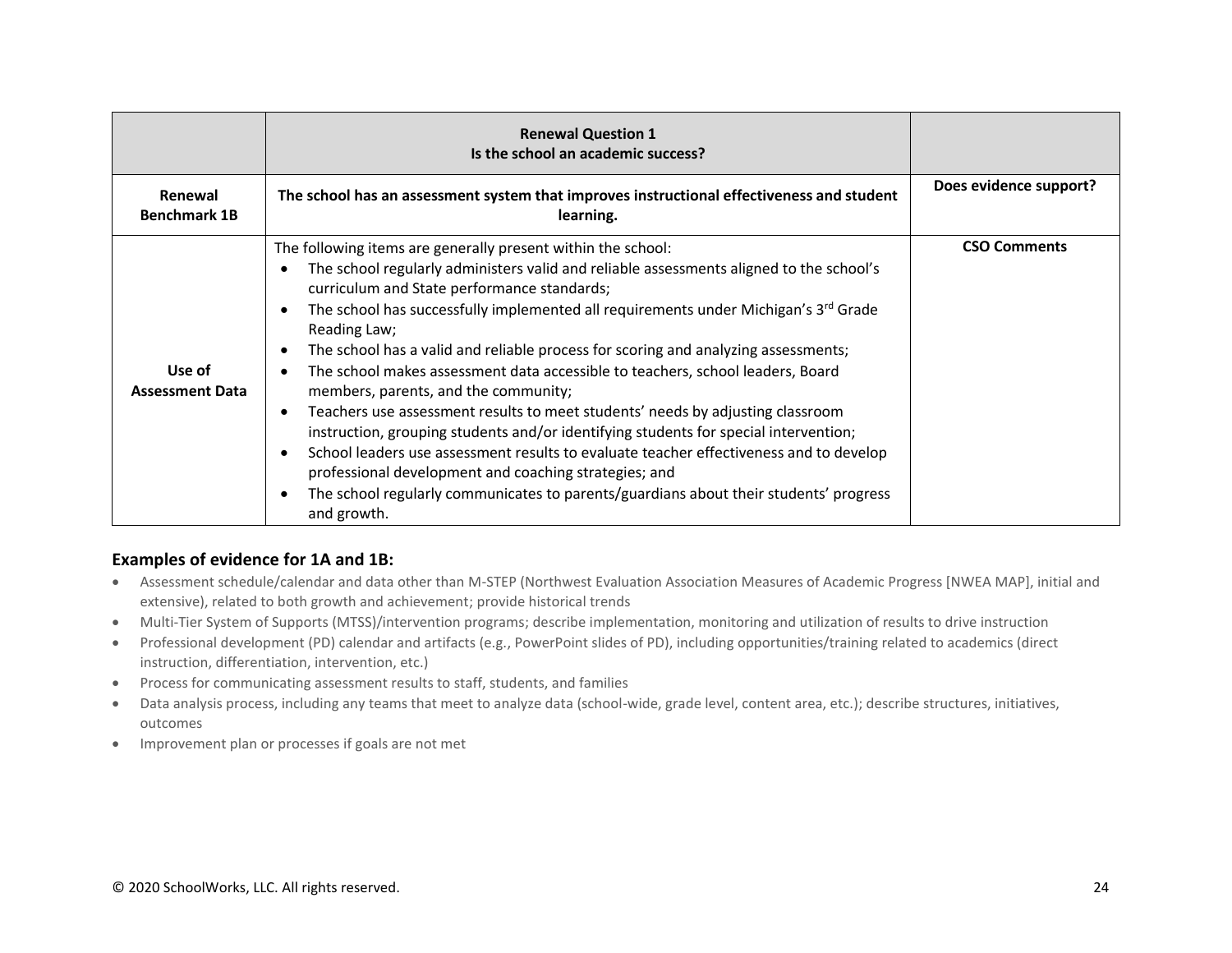| | **Renewal Question 1**<br>**Is the school an academic success?** | |
|---|---|---|
| **Renewal Benchmark 1B** | **The school has an assessment system that improves instructional effectiveness and student learning.** | **Does evidence support?** |
| **Use of Assessment Data** | The following items are generally present within the school:<br>• The school regularly administers valid and reliable assessments aligned to the school's curriculum and State performance standards;<br>• The school has successfully implemented all requirements under Michigan's 3rd Grade Reading Law;<br>• The school has a valid and reliable process for scoring and analyzing assessments;<br>• The school makes assessment data accessible to teachers, school leaders, Board members, parents, and the community;<br>• Teachers use assessment results to meet students' needs by adjusting classroom instruction, grouping students and/or identifying students for special intervention;<br>• School leaders use assessment results to evaluate teacher effectiveness and to develop professional development and coaching strategies; and<br>• The school regularly communicates to parents/guardians about their students' progress and growth. | **CSO Comments** |

### Examples of evidence for 1A and 1B:

- Assessment schedule/calendar and data other than M-STEP (Northwest Evaluation Association Measures of Academic Progress [NWEA MAP], initial and extensive), related to both growth and achievement; provide historical trends
- Multi-Tier System of Supports (MTSS)/intervention programs; describe implementation, monitoring and utilization of results to drive instruction
- Professional development (PD) calendar and artifacts (e.g., PowerPoint slides of PD), including opportunities/training related to academics (direct instruction, differentiation, intervention, etc.)
- Process for communicating assessment results to staff, students, and families
- Data analysis process, including any teams that meet to analyze data (school-wide, grade level, content area, etc.); describe structures, initiatives, outcomes
- Improvement plan or processes if goals are not met

© 2020 SchoolWorks, LLC. All rights reserved.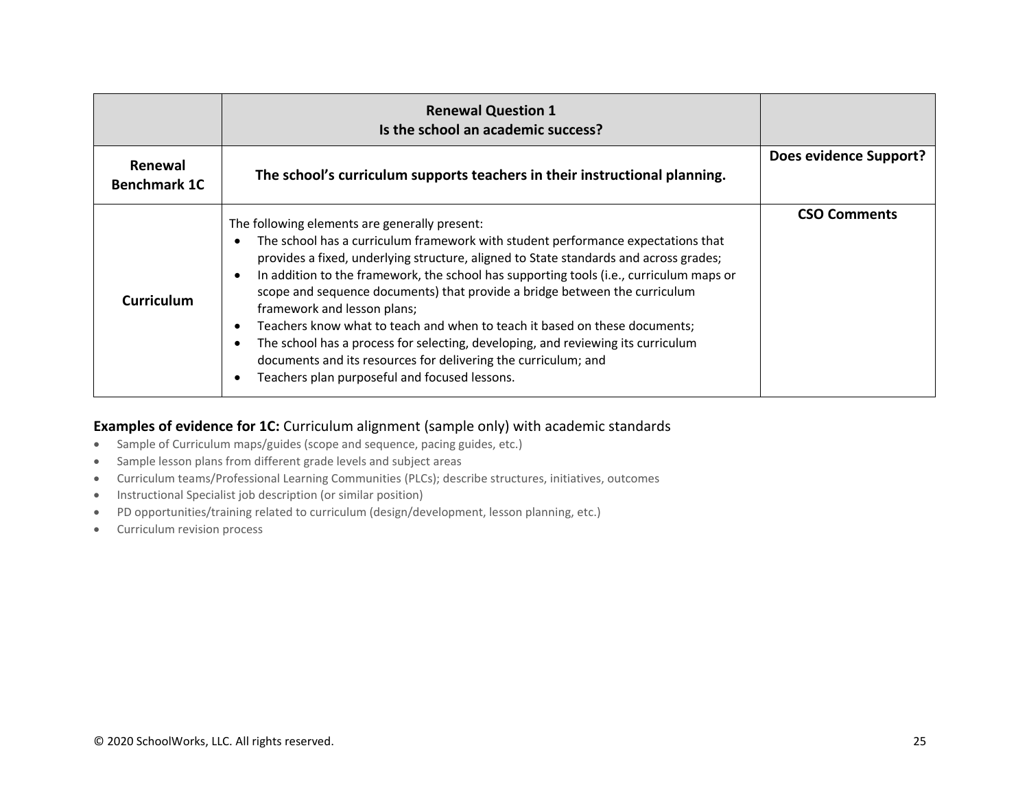| | **Renewal Question 1**<br>**Is the school an academic success?** | |
|---|---|---|
| **Renewal Benchmark 1C** | **The school's curriculum supports teachers in their instructional planning.** | **Does evidence Support?** |
| **Curriculum** | The following elements are generally present:<br>• The school has a curriculum framework with student performance expectations that provides a fixed, underlying structure, aligned to State standards and across grades;<br>• In addition to the framework, the school has supporting tools (i.e., curriculum maps or scope and sequence documents) that provide a bridge between the curriculum framework and lesson plans;<br>• Teachers know what to teach and when to teach it based on these documents;<br>• The school has a process for selecting, developing, and reviewing its curriculum documents and its resources for delivering the curriculum; and<br>• Teachers plan purposeful and focused lessons. | **CSO Comments** |

**Examples of evidence for 1C:** Curriculum alignment (sample only) with academic standards

- Sample of Curriculum maps/guides (scope and sequence, pacing guides, etc.)
- Sample lesson plans from different grade levels and subject areas
- Curriculum teams/Professional Learning Communities (PLCs); describe structures, initiatives, outcomes
- Instructional Specialist job description (or similar position)
- PD opportunities/training related to curriculum (design/development, lesson planning, etc.)
- Curriculum revision process

© 2020 SchoolWorks, LLC. All rights reserved.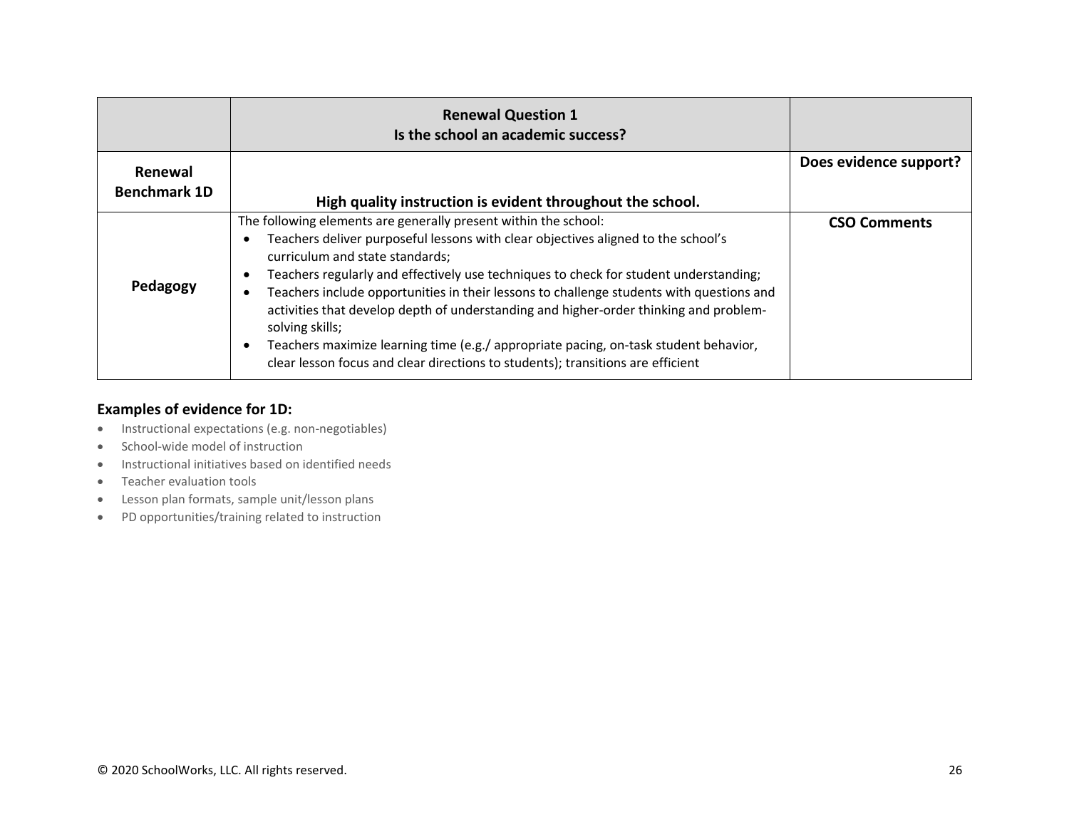| | **Renewal Question 1**<br>**Is the school an academic success?** | |
|---|---|---|
| **Renewal Benchmark 1D** | **High quality instruction is evident throughout the school.** | **Does evidence support?** |
| **Pedagogy** | The following elements are generally present within the school:<br>• Teachers deliver purposeful lessons with clear objectives aligned to the school's curriculum and state standards;<br>• Teachers regularly and effectively use techniques to check for student understanding;<br>• Teachers include opportunities in their lessons to challenge students with questions and activities that develop depth of understanding and higher-order thinking and problem-solving skills;<br>• Teachers maximize learning time (e.g./ appropriate pacing, on-task student behavior, clear lesson focus and clear directions to students); transitions are efficient | **CSO Comments** |

**Examples of evidence for 1D:**

- Instructional expectations (e.g. non-negotiables)
- School-wide model of instruction
- Instructional initiatives based on identified needs
- Teacher evaluation tools
- Lesson plan formats, sample unit/lesson plans
- PD opportunities/training related to instruction

© 2020 SchoolWorks, LLC. All rights reserved.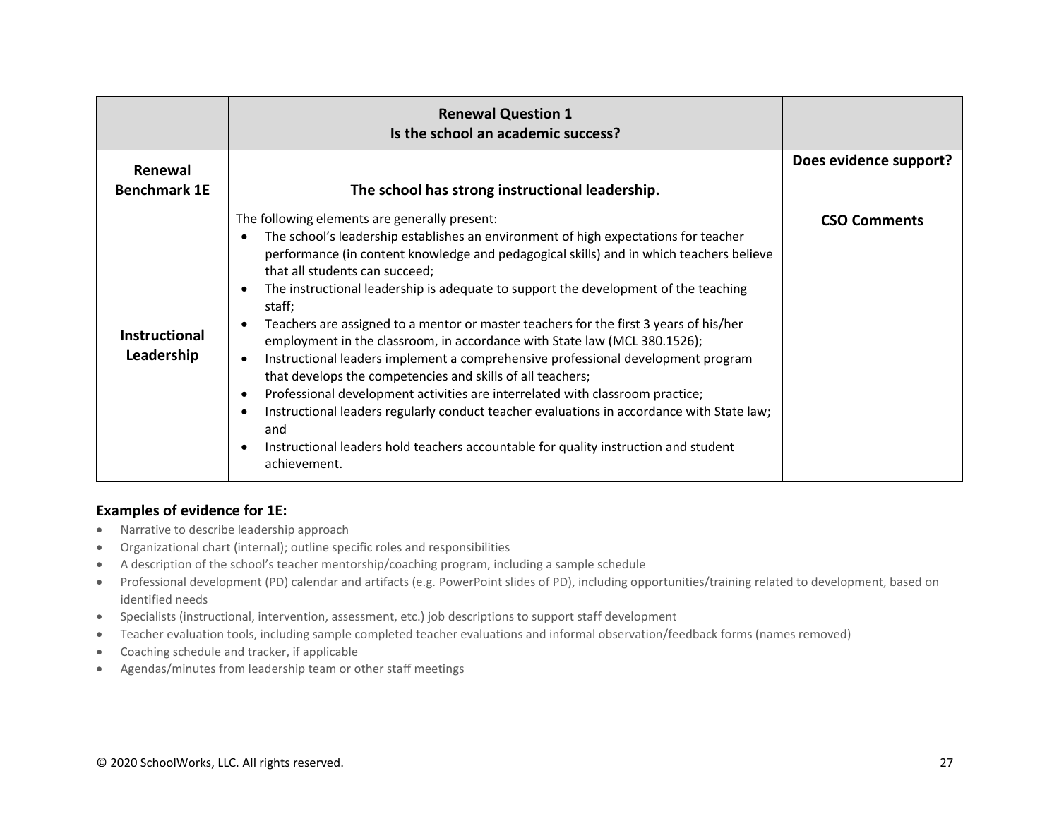| | Renewal Question 1<br>Is the school an academic success? | |
|---|---|---|
| **Renewal Benchmark 1E** | **The school has strong instructional leadership.** | **Does evidence support?** |
| **Instructional Leadership** | The following elements are generally present:<br>• The school's leadership establishes an environment of high expectations for teacher performance (in content knowledge and pedagogical skills) and in which teachers believe that all students can succeed;<br>• The instructional leadership is adequate to support the development of the teaching staff;<br>• Teachers are assigned to a mentor or master teachers for the first 3 years of his/her employment in the classroom, in accordance with State law (MCL 380.1526);<br>• Instructional leaders implement a comprehensive professional development program that develops the competencies and skills of all teachers;<br>• Professional development activities are interrelated with classroom practice;<br>• Instructional leaders regularly conduct teacher evaluations in accordance with State law; and<br>• Instructional leaders hold teachers accountable for quality instruction and student achievement. | **CSO Comments** |

### Examples of evidence for 1E:

- Narrative to describe leadership approach
- Organizational chart (internal); outline specific roles and responsibilities
- A description of the school's teacher mentorship/coaching program, including a sample schedule
- Professional development (PD) calendar and artifacts (e.g. PowerPoint slides of PD), including opportunities/training related to development, based on identified needs
- Specialists (instructional, intervention, assessment, etc.) job descriptions to support staff development
- Teacher evaluation tools, including sample completed teacher evaluations and informal observation/feedback forms (names removed)
- Coaching schedule and tracker, if applicable
- Agendas/minutes from leadership team or other staff meetings

© 2020 SchoolWorks, LLC. All rights reserved.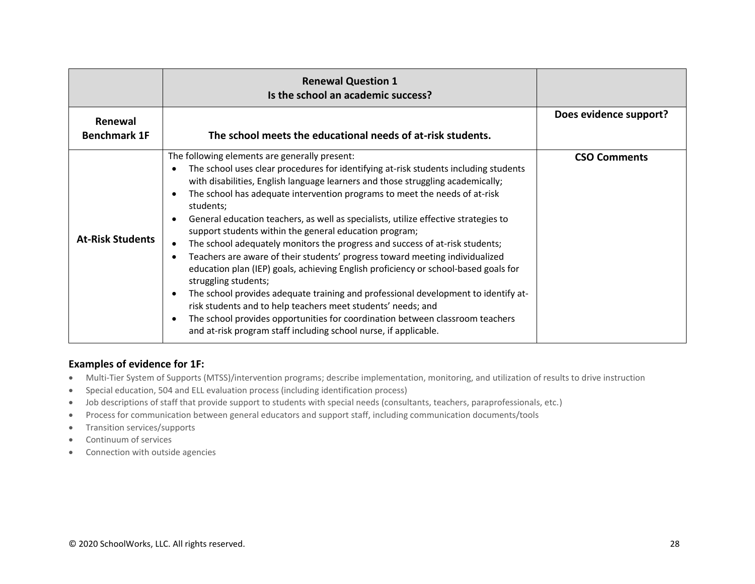| | **Renewal Question 1**<br>**Is the school an academic success?** | |
|---|---|---|
| **Renewal Benchmark 1F** | **The school meets the educational needs of at-risk students.** | **Does evidence support?** |
| **At-Risk Students** | The following elements are generally present:<br>• The school uses clear procedures for identifying at-risk students including students with disabilities, English language learners and those struggling academically;<br>• The school has adequate intervention programs to meet the needs of at-risk students;<br>• General education teachers, as well as specialists, utilize effective strategies to support students within the general education program;<br>• The school adequately monitors the progress and success of at-risk students;<br>• Teachers are aware of their students' progress toward meeting individualized education plan (IEP) goals, achieving English proficiency or school-based goals for struggling students;<br>• The school provides adequate training and professional development to identify at-risk students and to help teachers meet students' needs; and<br>• The school provides opportunities for coordination between classroom teachers and at-risk program staff including school nurse, if applicable. | **CSO Comments** |

### Examples of evidence for 1F:

- Multi-Tier System of Supports (MTSS)/intervention programs; describe implementation, monitoring, and utilization of results to drive instruction
- Special education, 504 and ELL evaluation process (including identification process)
- Job descriptions of staff that provide support to students with special needs (consultants, teachers, paraprofessionals, etc.)
- Process for communication between general educators and support staff, including communication documents/tools
- Transition services/supports
- Continuum of services
- Connection with outside agencies

© 2020 SchoolWorks, LLC. All rights reserved.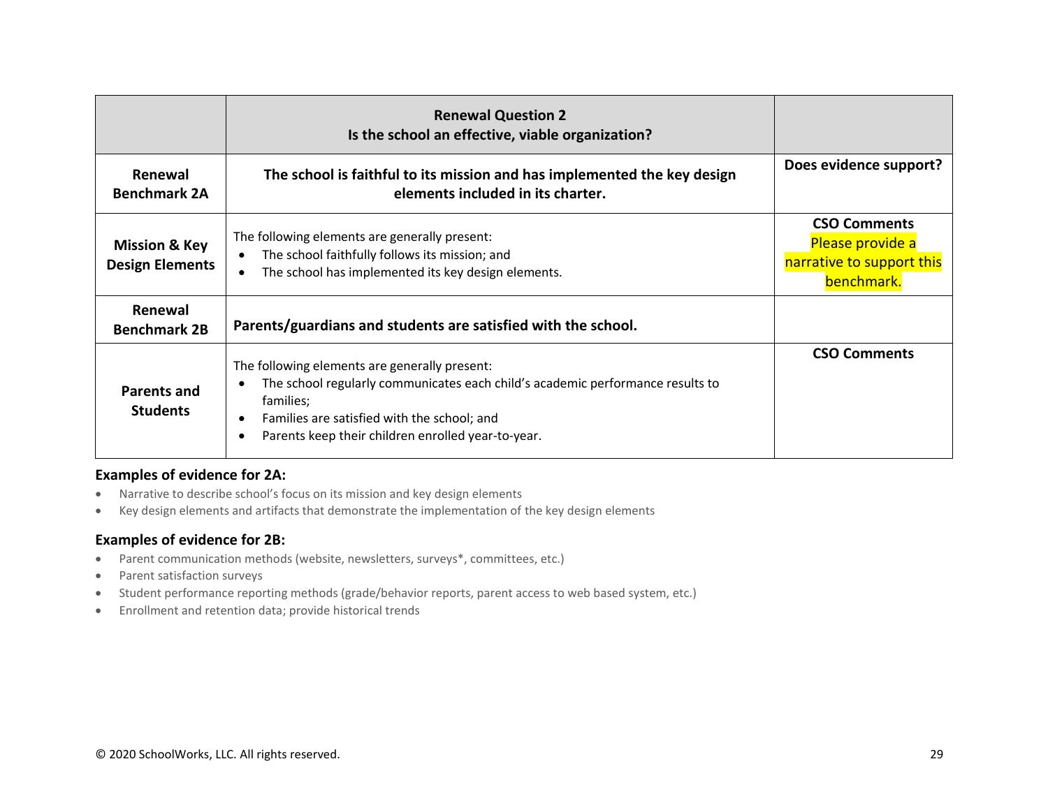| | **Renewal Question 2**<br>**Is the school an effective, viable organization?** | |
|---|---|---|
| **Renewal Benchmark 2A** | **The school is faithful to its mission and has implemented the key design elements included in its charter.** | **Does evidence support?** |
| **Mission & Key Design Elements** | The following elements are generally present:<br>• The school faithfully follows its mission; and<br>• The school has implemented its key design elements. | **CSO Comments**<br>Please provide a narrative to support this benchmark. |
| **Renewal Benchmark 2B** | **Parents/guardians and students are satisfied with the school.** | |
| **Parents and Students** | The following elements are generally present:<br>• The school regularly communicates each child's academic performance results to families;<br>• Families are satisfied with the school; and<br>• Parents keep their children enrolled year-to-year. | **CSO Comments** |

**Examples of evidence for 2A:**

- Narrative to describe school's focus on its mission and key design elements
- Key design elements and artifacts that demonstrate the implementation of the key design elements

**Examples of evidence for 2B:**

- Parent communication methods (website, newsletters, surveys*, committees, etc.)
- Parent satisfaction surveys
- Student performance reporting methods (grade/behavior reports, parent access to web based system, etc.)
- Enrollment and retention data; provide historical trends

© 2020 SchoolWorks, LLC. All rights reserved.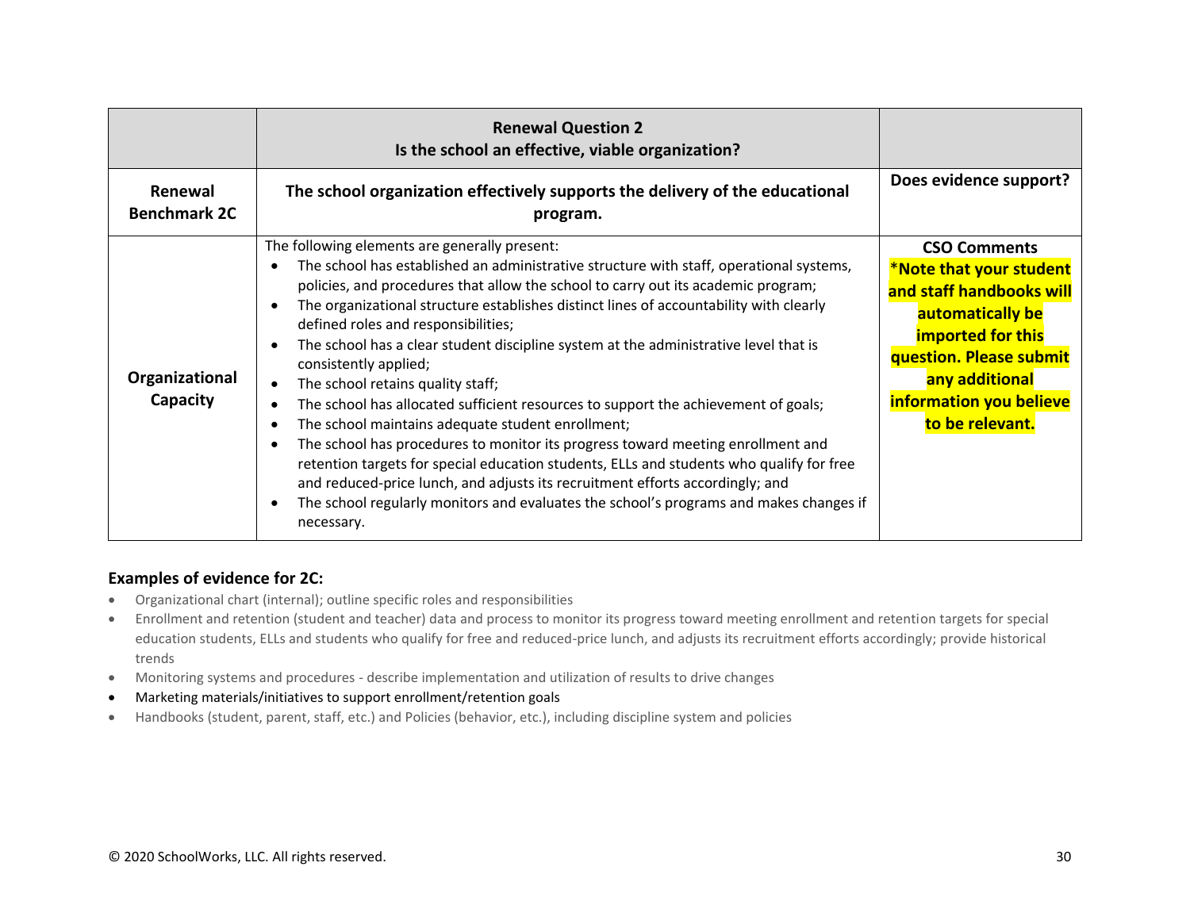| | **Renewal Question 2**<br>**Is the school an effective, viable organization?** | |
|---|---|---|
| **Renewal Benchmark 2C** | **The school organization effectively supports the delivery of the educational program.** | **Does evidence support?** |
| **Organizational Capacity** | The following elements are generally present:<br>• The school has established an administrative structure with staff, operational systems, policies, and procedures that allow the school to carry out its academic program;<br>• The organizational structure establishes distinct lines of accountability with clearly defined roles and responsibilities;<br>• The school has a clear student discipline system at the administrative level that is consistently applied;<br>• The school retains quality staff;<br>• The school has allocated sufficient resources to support the achievement of goals;<br>• The school maintains adequate student enrollment;<br>• The school has procedures to monitor its progress toward meeting enrollment and retention targets for special education students, ELLs and students who qualify for free and reduced-price lunch, and adjusts its recruitment efforts accordingly; and<br>• The school regularly monitors and evaluates the school's programs and makes changes if necessary. | **CSO Comments**<br>**\*Note that your student and staff handbooks will automatically be imported for this question. Please submit any additional information you believe to be relevant.** |

### Examples of evidence for 2C:

- Organizational chart (internal); outline specific roles and responsibilities
- Enrollment and retention (student and teacher) data and process to monitor its progress toward meeting enrollment and retention targets for special education students, ELLs and students who qualify for free and reduced-price lunch, and adjusts its recruitment efforts accordingly; provide historical trends
- Monitoring systems and procedures - describe implementation and utilization of results to drive changes
- Marketing materials/initiatives to support enrollment/retention goals
- Handbooks (student, parent, staff, etc.) and Policies (behavior, etc.), including discipline system and policies

© 2020 SchoolWorks, LLC. All rights reserved.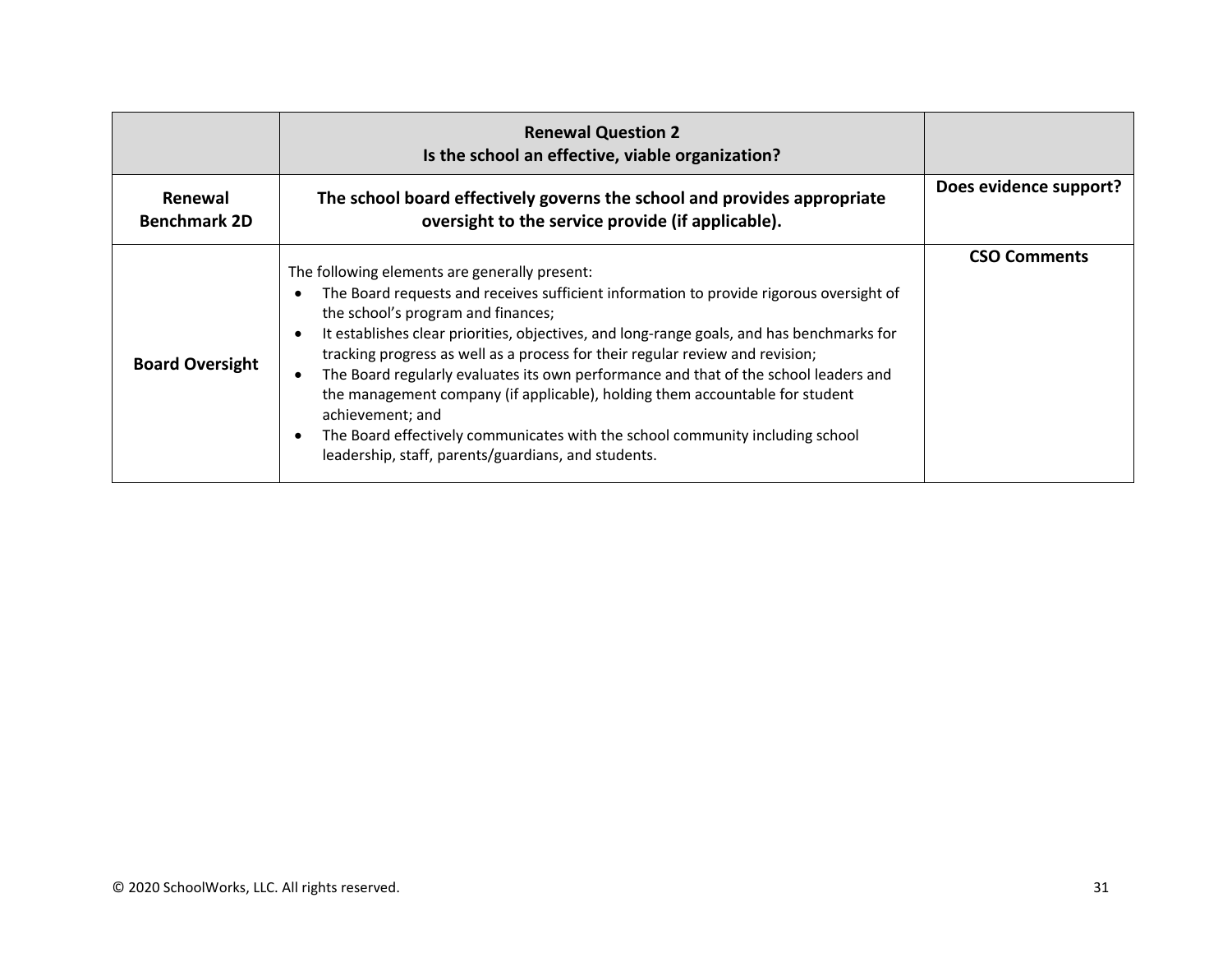| | **Renewal Question 2**<br>**Is the school an effective, viable organization?** | |
|---|---|---|
| **Renewal Benchmark 2D** | **The school board effectively governs the school and provides appropriate oversight to the service provide (if applicable).** | **Does evidence support?** |
| **Board Oversight** | The following elements are generally present:<br>• The Board requests and receives sufficient information to provide rigorous oversight of the school's program and finances;<br>• It establishes clear priorities, objectives, and long-range goals, and has benchmarks for tracking progress as well as a process for their regular review and revision;<br>• The Board regularly evaluates its own performance and that of the school leaders and the management company (if applicable), holding them accountable for student achievement; and<br>• The Board effectively communicates with the school community including school leadership, staff, parents/guardians, and students. | **CSO Comments** |

© 2020 SchoolWorks, LLC. All rights reserved.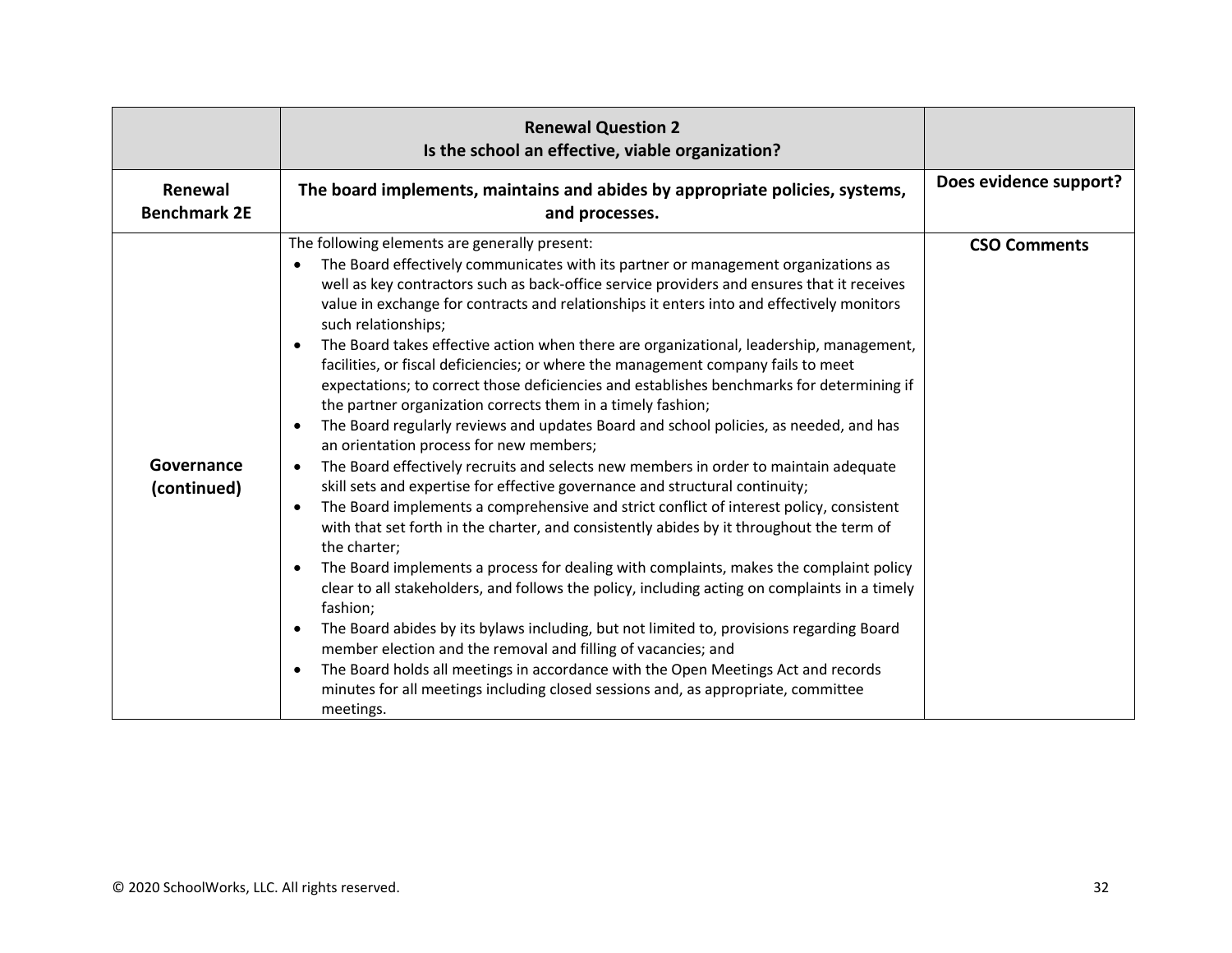|  | **Renewal Question 2**<br>**Is the school an effective, viable organization?** |  |
|---|---|---|
| **Renewal Benchmark 2E** | **The board implements, maintains and abides by appropriate policies, systems, and processes.** | **Does evidence support?** |
| **Governance (continued)** | The following elements are generally present:<br>• The Board effectively communicates with its partner or management organizations as well as key contractors such as back-office service providers and ensures that it receives value in exchange for contracts and relationships it enters into and effectively monitors such relationships;<br>• The Board takes effective action when there are organizational, leadership, management, facilities, or fiscal deficiencies; or where the management company fails to meet expectations; to correct those deficiencies and establishes benchmarks for determining if the partner organization corrects them in a timely fashion;<br>• The Board regularly reviews and updates Board and school policies, as needed, and has an orientation process for new members;<br>• The Board effectively recruits and selects new members in order to maintain adequate skill sets and expertise for effective governance and structural continuity;<br>• The Board implements a comprehensive and strict conflict of interest policy, consistent with that set forth in the charter, and consistently abides by it throughout the term of the charter;<br>• The Board implements a process for dealing with complaints, makes the complaint policy clear to all stakeholders, and follows the policy, including acting on complaints in a timely fashion;<br>• The Board abides by its bylaws including, but not limited to, provisions regarding Board member election and the removal and filling of vacancies; and<br>• The Board holds all meetings in accordance with the Open Meetings Act and records minutes for all meetings including closed sessions and, as appropriate, committee meetings. | **CSO Comments** |

© 2020 SchoolWorks, LLC. All rights reserved.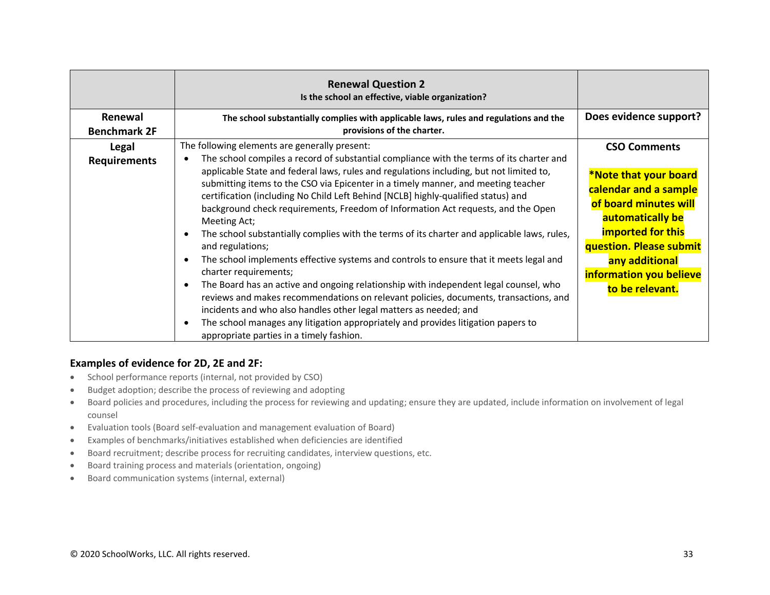| | **Renewal Question 2**<br>**Is the school an effective, viable organization?** | |
|---|---|---|
| **Renewal Benchmark 2F** | **The school substantially complies with applicable laws, rules and regulations and the provisions of the charter.** | **Does evidence support?** |
| **Legal Requirements** | The following elements are generally present:<br>• The school compiles a record of substantial compliance with the terms of its charter and applicable State and federal laws, rules and regulations including, but not limited to, submitting items to the CSO via Epicenter in a timely manner, and meeting teacher certification (including No Child Left Behind [NCLB] highly-qualified status) and background check requirements, Freedom of Information Act requests, and the Open Meeting Act;<br>• The school substantially complies with the terms of its charter and applicable laws, rules, and regulations;<br>• The school implements effective systems and controls to ensure that it meets legal and charter requirements;<br>• The Board has an active and ongoing relationship with independent legal counsel, who reviews and makes recommendations on relevant policies, documents, transactions, and incidents and who also handles other legal matters as needed; and<br>• The school manages any litigation appropriately and provides litigation papers to appropriate parties in a timely fashion. | **CSO Comments**<br><br>**\*Note that your board calendar and a sample of board minutes will automatically be imported for this question. Please submit any additional information you believe to be relevant.** |

**Examples of evidence for 2D, 2E and 2F:**

- School performance reports (internal, not provided by CSO)
- Budget adoption; describe the process of reviewing and adopting
- Board policies and procedures, including the process for reviewing and updating; ensure they are updated, include information on involvement of legal counsel
- Evaluation tools (Board self-evaluation and management evaluation of Board)
- Examples of benchmarks/initiatives established when deficiencies are identified
- Board recruitment; describe process for recruiting candidates, interview questions, etc.
- Board training process and materials (orientation, ongoing)
- Board communication systems (internal, external)

© 2020 SchoolWorks, LLC. All rights reserved.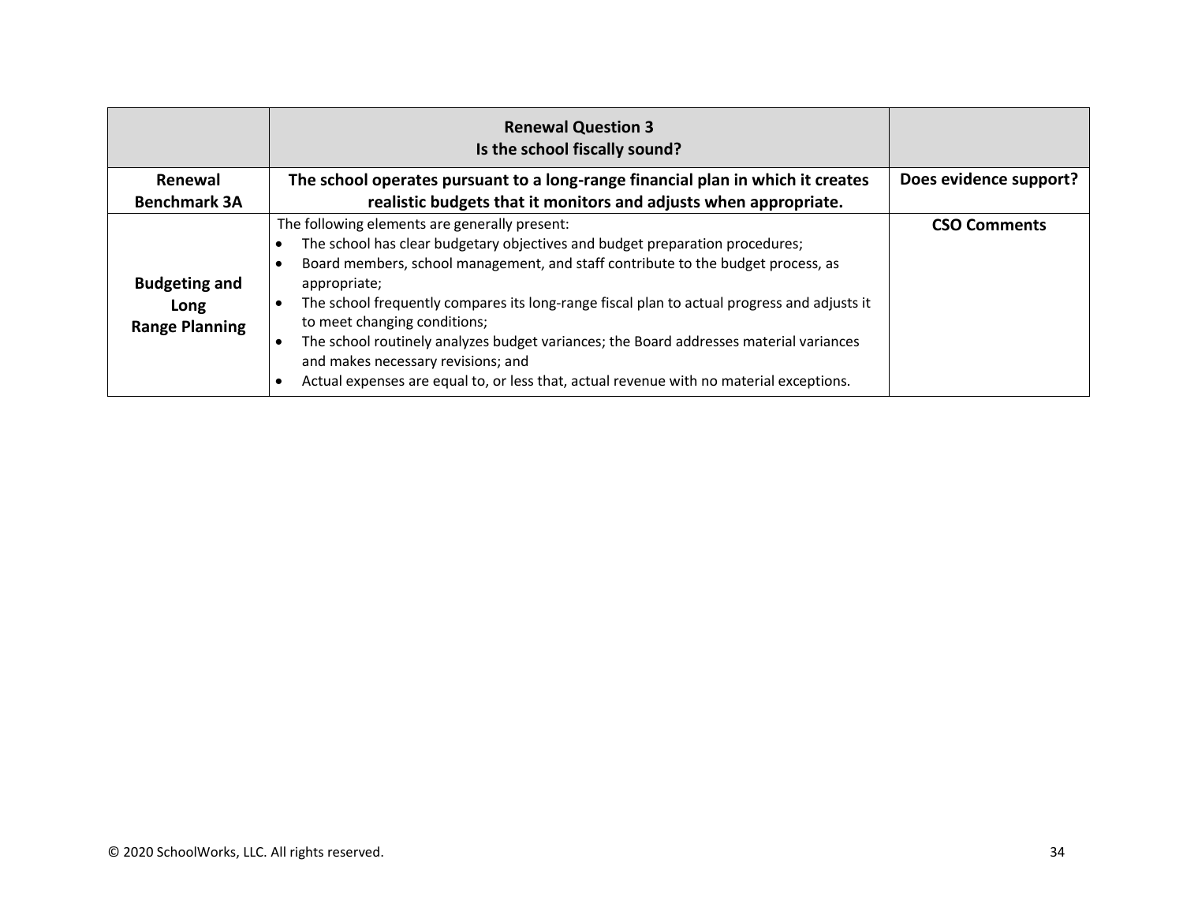| | **Renewal Question 3**<br>**Is the school fiscally sound?** | |
|---|---|---|
| **Renewal Benchmark 3A** | **The school operates pursuant to a long-range financial plan in which it creates realistic budgets that it monitors and adjusts when appropriate.** | **Does evidence support?** |
| **Budgeting and Long Range Planning** | The following elements are generally present:<br>• The school has clear budgetary objectives and budget preparation procedures;<br>• Board members, school management, and staff contribute to the budget process, as appropriate;<br>• The school frequently compares its long-range fiscal plan to actual progress and adjusts it to meet changing conditions;<br>• The school routinely analyzes budget variances; the Board addresses material variances and makes necessary revisions; and<br>• Actual expenses are equal to, or less that, actual revenue with no material exceptions. | **CSO Comments** |

© 2020 SchoolWorks, LLC. All rights reserved.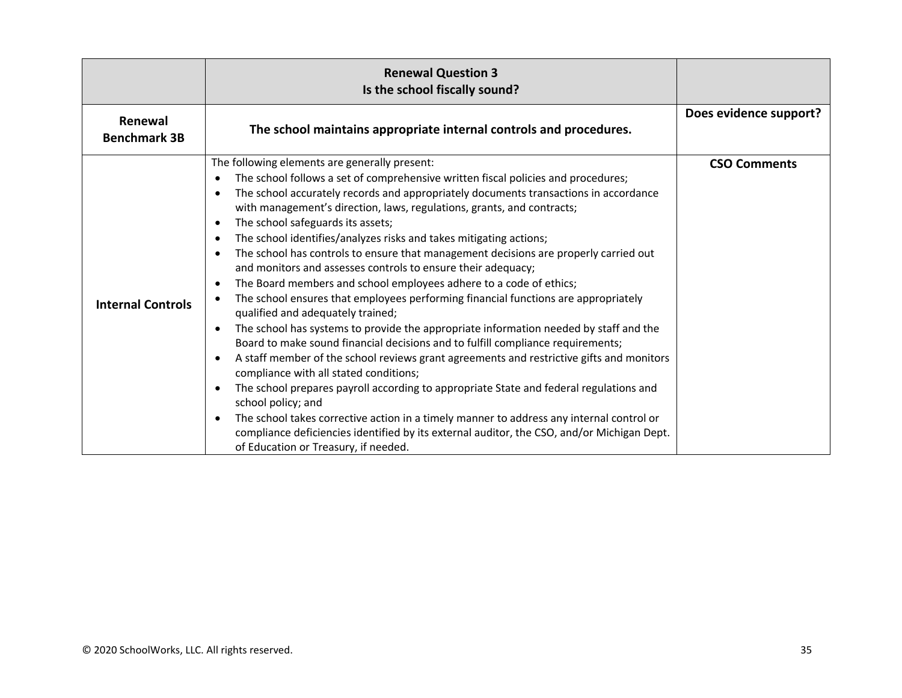| | **Renewal Question 3**<br>**Is the school fiscally sound?** | |
|---|---|---|
| **Renewal Benchmark 3B** | **The school maintains appropriate internal controls and procedures.** | **Does evidence support?** |
| **Internal Controls** | The following elements are generally present:<br>• The school follows a set of comprehensive written fiscal policies and procedures;<br>• The school accurately records and appropriately documents transactions in accordance with management's direction, laws, regulations, grants, and contracts;<br>• The school safeguards its assets;<br>• The school identifies/analyzes risks and takes mitigating actions;<br>• The school has controls to ensure that management decisions are properly carried out and monitors and assesses controls to ensure their adequacy;<br>• The Board members and school employees adhere to a code of ethics;<br>• The school ensures that employees performing financial functions are appropriately qualified and adequately trained;<br>• The school has systems to provide the appropriate information needed by staff and the Board to make sound financial decisions and to fulfill compliance requirements;<br>• A staff member of the school reviews grant agreements and restrictive gifts and monitors compliance with all stated conditions;<br>• The school prepares payroll according to appropriate State and federal regulations and school policy; and<br>• The school takes corrective action in a timely manner to address any internal control or compliance deficiencies identified by its external auditor, the CSO, and/or Michigan Dept. of Education or Treasury, if needed. | **CSO Comments** |

© 2020 SchoolWorks, LLC. All rights reserved.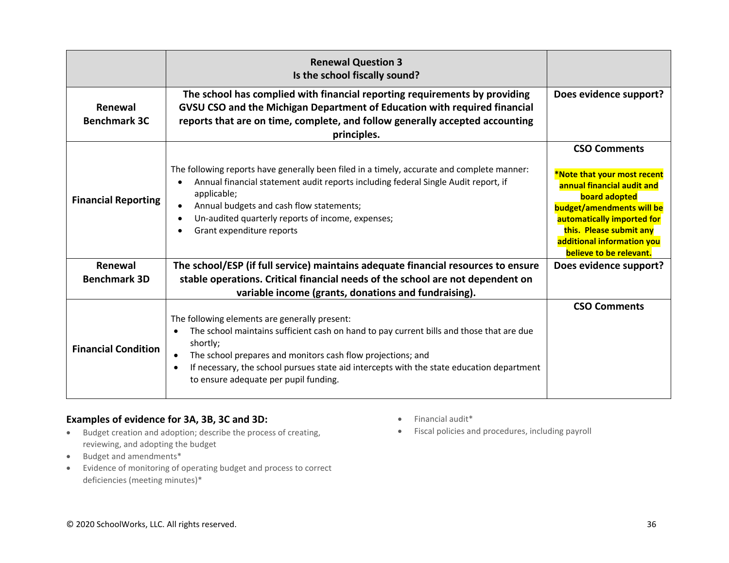| | **Renewal Question 3**<br>**Is the school fiscally sound?** | |
|---|---|---|
| **Renewal Benchmark 3C** | **The school has complied with financial reporting requirements by providing GVSU CSO and the Michigan Department of Education with required financial reports that are on time, complete, and follow generally accepted accounting principles.** | **Does evidence support?** |
| **Financial Reporting** | The following reports have generally been filed in a timely, accurate and complete manner:<br>• Annual financial statement audit reports including federal Single Audit report, if applicable;<br>• Annual budgets and cash flow statements;<br>• Un-audited quarterly reports of income, expenses;<br>• Grant expenditure reports | **CSO Comments**<br><br>**\*Note that your most recent annual financial audit and board adopted budget/amendments will be automatically imported for this. Please submit any additional information you believe to be relevant.** |
| **Renewal Benchmark 3D** | **The school/ESP (if full service) maintains adequate financial resources to ensure stable operations. Critical financial needs of the school are not dependent on variable income (grants, donations and fundraising).** | **Does evidence support?** |
| **Financial Condition** | The following elements are generally present:<br>• The school maintains sufficient cash on hand to pay current bills and those that are due shortly;<br>• The school prepares and monitors cash flow projections; and<br>• If necessary, the school pursues state aid intercepts with the state education department to ensure adequate per pupil funding. | **CSO Comments** |

### Examples of evidence for 3A, 3B, 3C and 3D:

- Budget creation and adoption; describe the process of creating, reviewing, and adopting the budget
- Budget and amendments*
- Evidence of monitoring of operating budget and process to correct deficiencies (meeting minutes)*
- Financial audit*
- Fiscal policies and procedures, including payroll

© 2020 SchoolWorks, LLC. All rights reserved.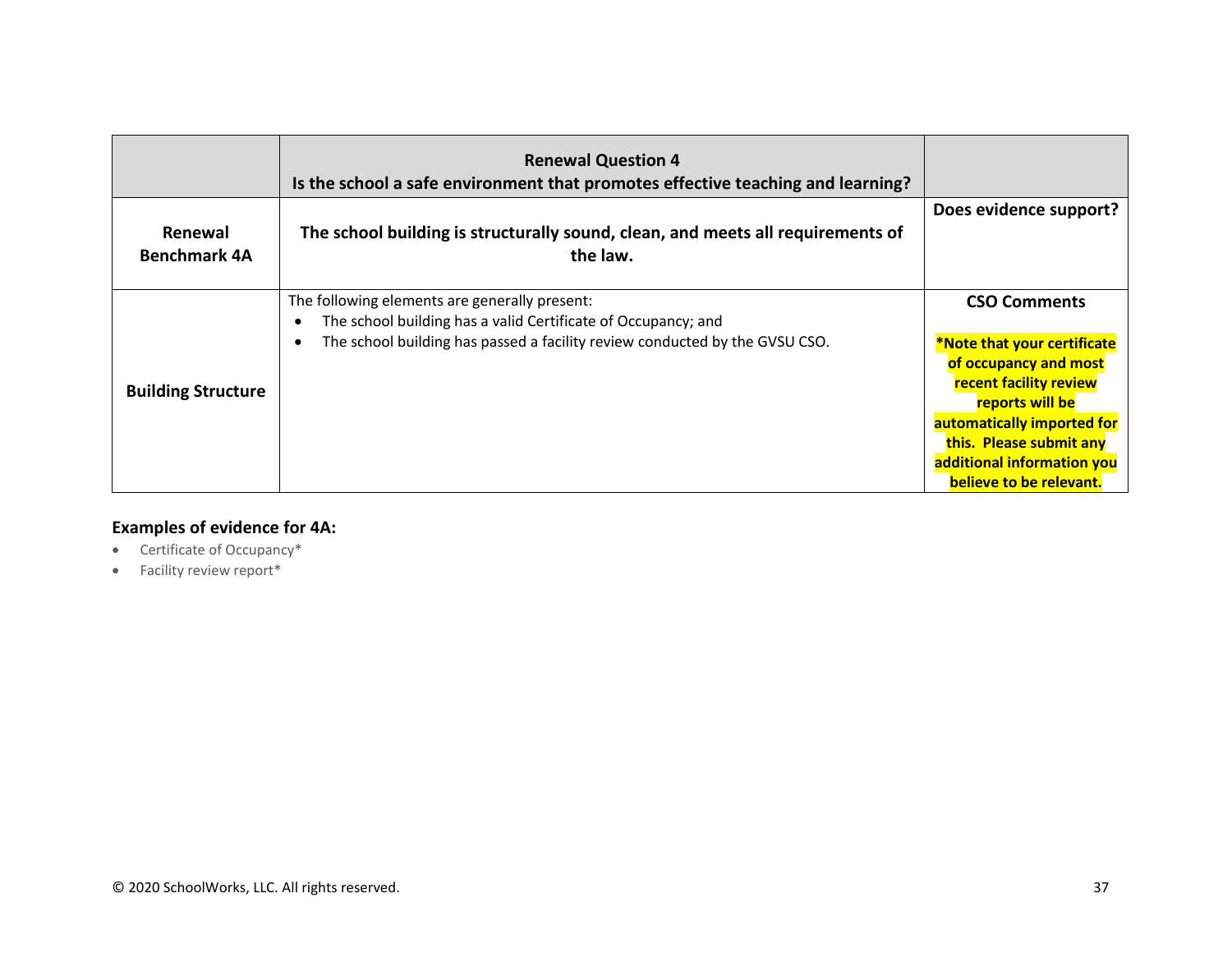| | **Renewal Question 4**<br>**Is the school a safe environment that promotes effective teaching and learning?** | |
|---|---|---|
| **Renewal Benchmark 4A** | **The school building is structurally sound, clean, and meets all requirements of the law.** | **Does evidence support?** |
| **Building Structure** | The following elements are generally present:<br>• The school building has a valid Certificate of Occupancy; and<br>• The school building has passed a facility review conducted by the GVSU CSO. | **CSO Comments**<br><br>**\*Note that your certificate of occupancy and most recent facility review reports will be automatically imported for this. Please submit any additional information you believe to be relevant.** |

**Examples of evidence for 4A:**

- Certificate of Occupancy*
- Facility review report*

© 2020 SchoolWorks, LLC. All rights reserved.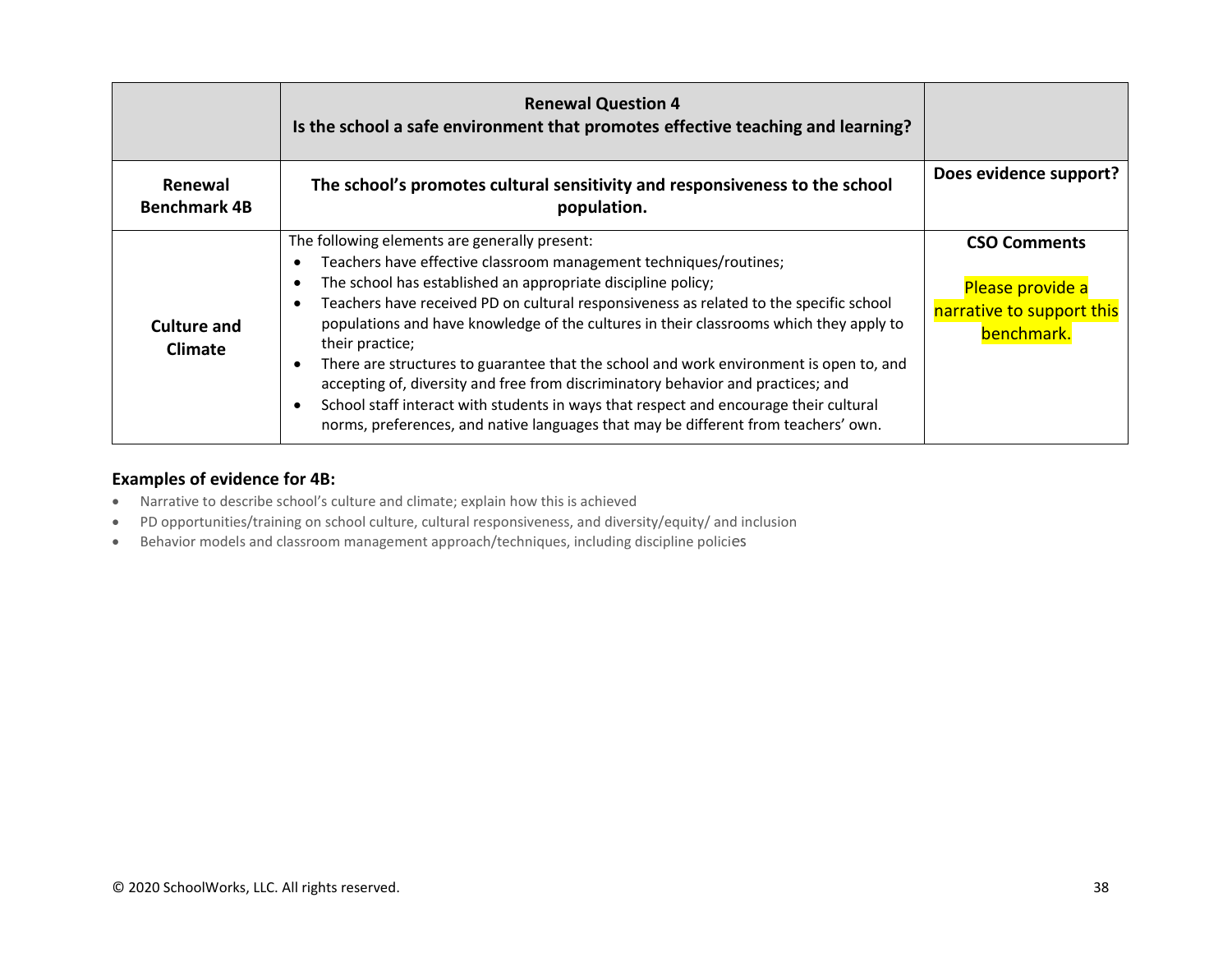| | **Renewal Question 4**<br>**Is the school a safe environment that promotes effective teaching and learning?** | |
|---|---|---|
| **Renewal Benchmark 4B** | **The school's promotes cultural sensitivity and responsiveness to the school population.** | **Does evidence support?** |
| **Culture and Climate** | The following elements are generally present:<br>• Teachers have effective classroom management techniques/routines;<br>• The school has established an appropriate discipline policy;<br>• Teachers have received PD on cultural responsiveness as related to the specific school populations and have knowledge of the cultures in their classrooms which they apply to their practice;<br>• There are structures to guarantee that the school and work environment is open to, and accepting of, diversity and free from discriminatory behavior and practices; and<br>• School staff interact with students in ways that respect and encourage their cultural norms, preferences, and native languages that may be different from teachers' own. | **CSO Comments**<br><br>Please provide a narrative to support this benchmark. |

**Examples of evidence for 4B:**

- Narrative to describe school's culture and climate; explain how this is achieved
- PD opportunities/training on school culture, cultural responsiveness, and diversity/equity/ and inclusion
- Behavior models and classroom management approach/techniques, including discipline policies

© 2020 SchoolWorks, LLC. All rights reserved.